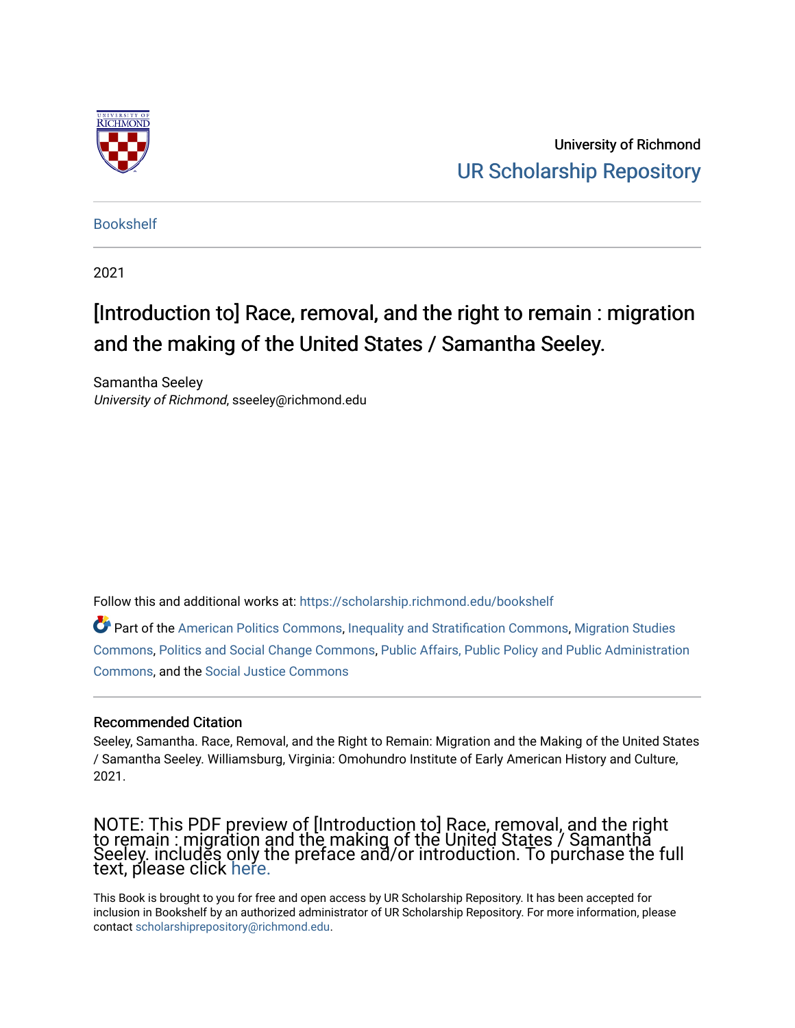University of Richmond

UR Scholarship Repository

Bookshelf

2021

# [Introduction to] Race, removal, and the right to remain : migration and the making of the United States / Samantha Seeley.

Samantha Seeley
*University of Richmond*, sseeley@richmond.edu

Follow this and additional works at: https://scholarship.richmond.edu/bookshelf

Part of the American Politics Commons, Inequality and Stratification Commons, Migration Studies Commons, Politics and Social Change Commons, Public Affairs, Public Policy and Public Administration Commons, and the Social Justice Commons

## Recommended Citation

Seeley, Samantha. Race, Removal, and the Right to Remain: Migration and the Making of the United States / Samantha Seeley. Williamsburg, Virginia: Omohundro Institute of Early American History and Culture, 2021.

NOTE: This PDF preview of [Introduction to] Race, removal, and the right to remain : migration and the making of the United States / Samantha Seeley. includes only the preface and/or introduction. To purchase the full text, please click here.

This Book is brought to you for free and open access by UR Scholarship Repository. It has been accepted for inclusion in Bookshelf by an authorized administrator of UR Scholarship Repository. For more information, please contact scholarshiprepository@richmond.edu.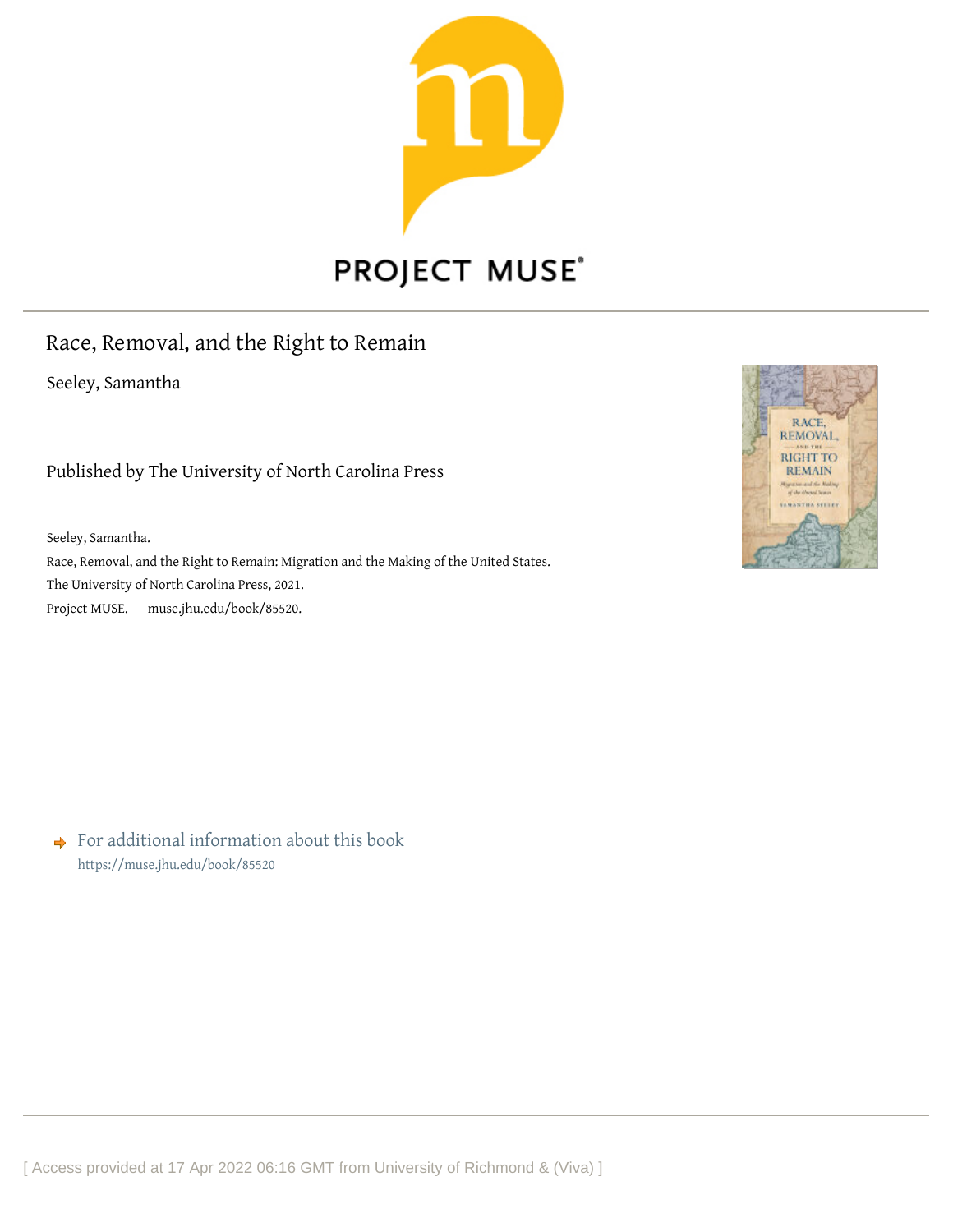PROJECT MUSE

# Race, Removal, and the Right to Remain

Seeley, Samantha

Published by The University of North Carolina Press

Seeley, Samantha.
Race, Removal, and the Right to Remain: Migration and the Making of the United States.
The University of North Carolina Press, 2021.
Project MUSE. muse.jhu.edu/book/85520.

For additional information about this book
https://muse.jhu.edu/book/85520

[ Access provided at 17 Apr 2022 06:16 GMT from University of Richmond & (Viva) ]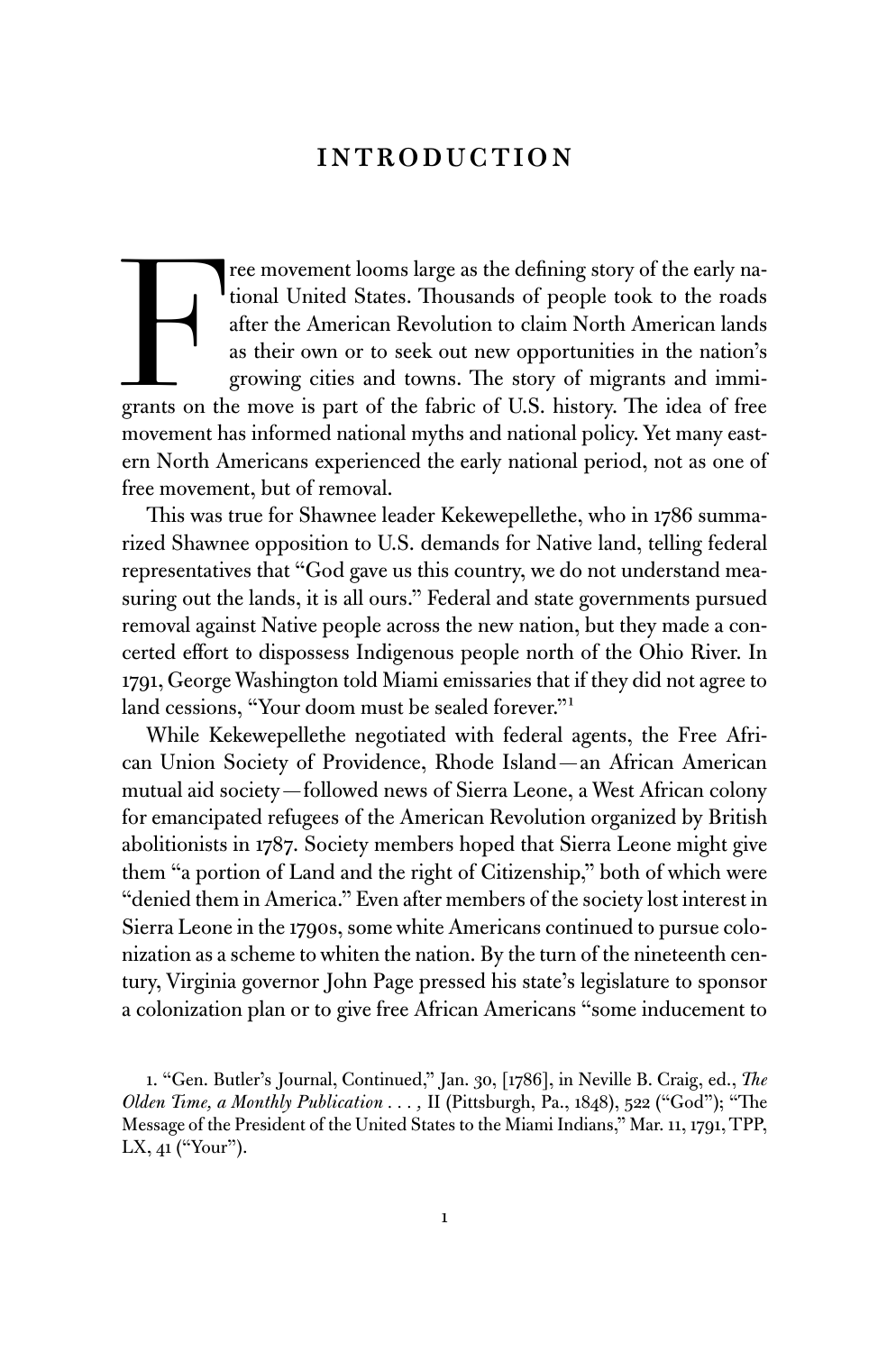# INTRODUCTION

Free movement looms large as the defining story of the early national United States. Thousands of people took to the roads after the American Revolution to claim North American lands as their own or to seek out new opportunities in the nation's growing cities and towns. The story of migrants and immigrants on the move is part of the fabric of U.S. history. The idea of free movement has informed national myths and national policy. Yet many eastern North Americans experienced the early national period, not as one of free movement, but of removal.

This was true for Shawnee leader Kekewepellethe, who in 1786 summarized Shawnee opposition to U.S. demands for Native land, telling federal representatives that "God gave us this country, we do not understand measuring out the lands, it is all ours." Federal and state governments pursued removal against Native people across the new nation, but they made a concerted effort to dispossess Indigenous people north of the Ohio River. In 1791, George Washington told Miami emissaries that if they did not agree to land cessions, "Your doom must be sealed forever."[1]

While Kekewepellethe negotiated with federal agents, the Free African Union Society of Providence, Rhode Island—an African American mutual aid society—followed news of Sierra Leone, a West African colony for emancipated refugees of the American Revolution organized by British abolitionists in 1787. Society members hoped that Sierra Leone might give them "a portion of Land and the right of Citizenship," both of which were "denied them in America." Even after members of the society lost interest in Sierra Leone in the 1790s, some white Americans continued to pursue colonization as a scheme to whiten the nation. By the turn of the nineteenth century, Virginia governor John Page pressed his state's legislature to sponsor a colonization plan or to give free African Americans "some inducement to

1. "Gen. Butler's Journal, Continued," Jan. 30, [1786], in Neville B. Craig, ed., *The Olden Time, a Monthly Publication . . . ,* II (Pittsburgh, Pa., 1848), 522 ("God"); "The Message of the President of the United States to the Miami Indians," Mar. 11, 1791, TPP, LX, 41 ("Your").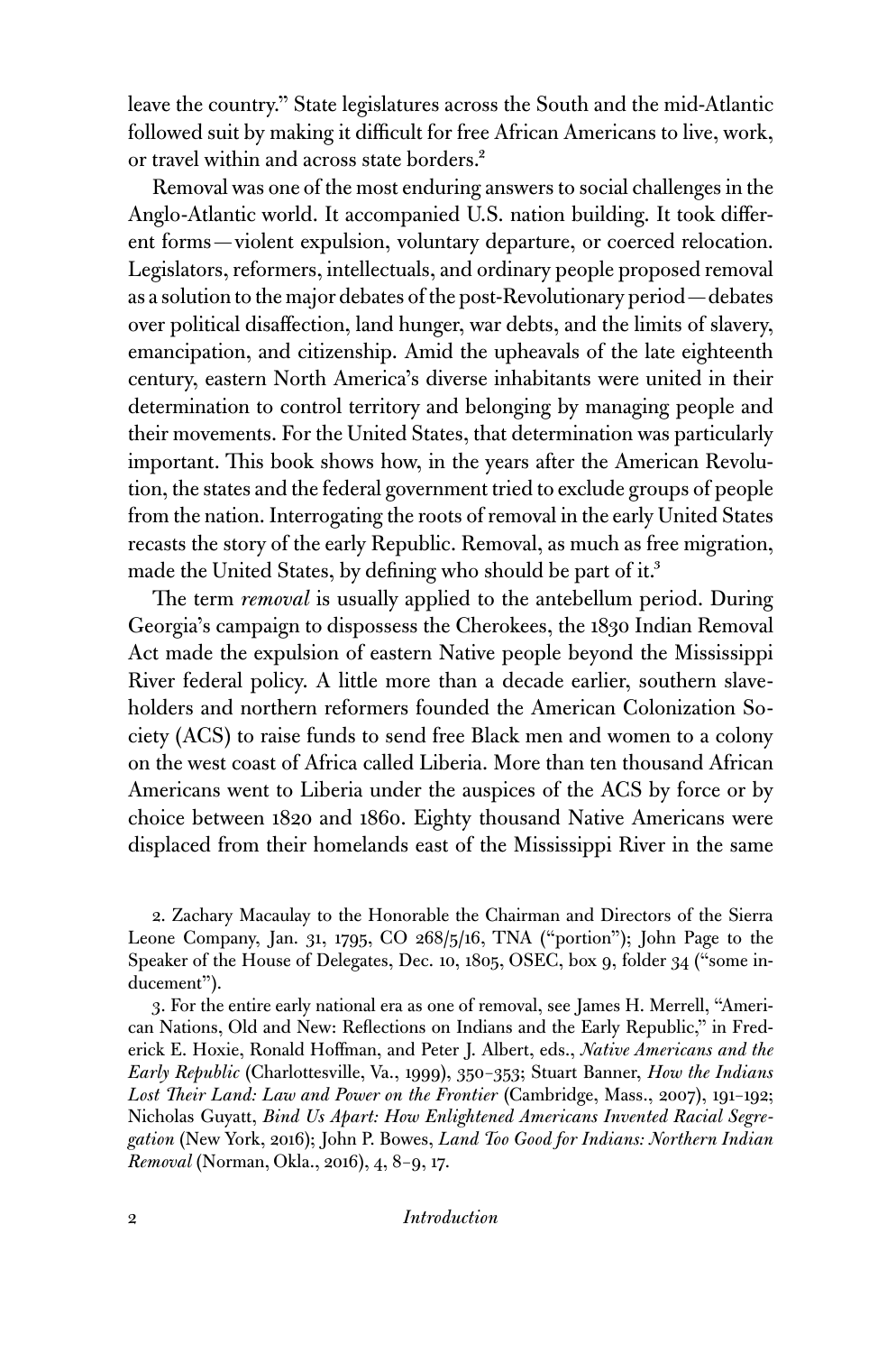leave the country." State legislatures across the South and the mid-Atlantic followed suit by making it difficult for free African Americans to live, work, or travel within and across state borders.[2]

Removal was one of the most enduring answers to social challenges in the Anglo-Atlantic world. It accompanied U.S. nation building. It took different forms—violent expulsion, voluntary departure, or coerced relocation. Legislators, reformers, intellectuals, and ordinary people proposed removal as a solution to the major debates of the post-Revolutionary period—debates over political disaffection, land hunger, war debts, and the limits of slavery, emancipation, and citizenship. Amid the upheavals of the late eighteenth century, eastern North America's diverse inhabitants were united in their determination to control territory and belonging by managing people and their movements. For the United States, that determination was particularly important. This book shows how, in the years after the American Revolution, the states and the federal government tried to exclude groups of people from the nation. Interrogating the roots of removal in the early United States recasts the story of the early Republic. Removal, as much as free migration, made the United States, by defining who should be part of it.[3]

The term *removal* is usually applied to the antebellum period. During Georgia's campaign to dispossess the Cherokees, the 1830 Indian Removal Act made the expulsion of eastern Native people beyond the Mississippi River federal policy. A little more than a decade earlier, southern slaveholders and northern reformers founded the American Colonization Society (ACS) to raise funds to send free Black men and women to a colony on the west coast of Africa called Liberia. More than ten thousand African Americans went to Liberia under the auspices of the ACS by force or by choice between 1820 and 1860. Eighty thousand Native Americans were displaced from their homelands east of the Mississippi River in the same

2. Zachary Macaulay to the Honorable the Chairman and Directors of the Sierra Leone Company, Jan. 31, 1795, CO 268/5/16, TNA ("portion"); John Page to the Speaker of the House of Delegates, Dec. 10, 1805, OSEC, box 9, folder 34 ("some inducement").

3. For the entire early national era as one of removal, see James H. Merrell, "American Nations, Old and New: Reflections on Indians and the Early Republic," in Frederick E. Hoxie, Ronald Hoffman, and Peter J. Albert, eds., *Native Americans and the Early Republic* (Charlottesville, Va., 1999), 350–353; Stuart Banner, *How the Indians Lost Their Land: Law and Power on the Frontier* (Cambridge, Mass., 2007), 191–192; Nicholas Guyatt, *Bind Us Apart: How Enlightened Americans Invented Racial Segregation* (New York, 2016); John P. Bowes, *Land Too Good for Indians: Northern Indian Removal* (Norman, Okla., 2016), 4, 8–9, 17.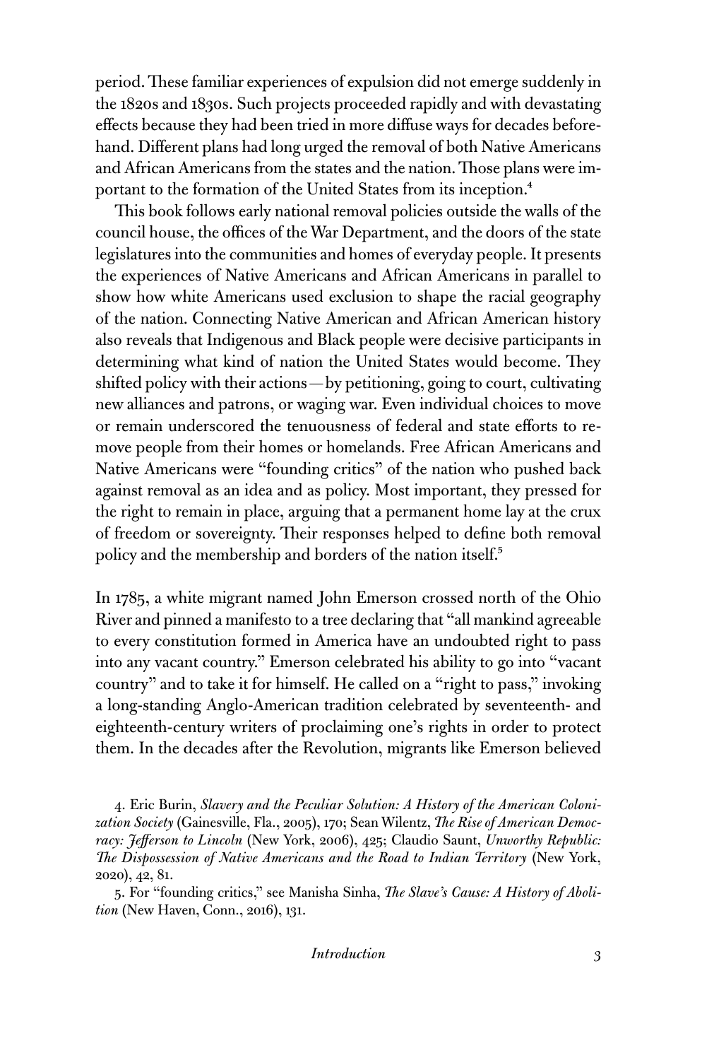period. These familiar experiences of expulsion did not emerge suddenly in the 1820s and 1830s. Such projects proceeded rapidly and with devastating effects because they had been tried in more diffuse ways for decades beforehand. Different plans had long urged the removal of both Native Americans and African Americans from the states and the nation. Those plans were important to the formation of the United States from its inception.[4]

This book follows early national removal policies outside the walls of the council house, the offices of the War Department, and the doors of the state legislatures into the communities and homes of everyday people. It presents the experiences of Native Americans and African Americans in parallel to show how white Americans used exclusion to shape the racial geography of the nation. Connecting Native American and African American history also reveals that Indigenous and Black people were decisive participants in determining what kind of nation the United States would become. They shifted policy with their actions—by petitioning, going to court, cultivating new alliances and patrons, or waging war. Even individual choices to move or remain underscored the tenuousness of federal and state efforts to remove people from their homes or homelands. Free African Americans and Native Americans were "founding critics" of the nation who pushed back against removal as an idea and as policy. Most important, they pressed for the right to remain in place, arguing that a permanent home lay at the crux of freedom or sovereignty. Their responses helped to define both removal policy and the membership and borders of the nation itself.[5]

In 1785, a white migrant named John Emerson crossed north of the Ohio River and pinned a manifesto to a tree declaring that "all mankind agreeable to every constitution formed in America have an undoubted right to pass into any vacant country." Emerson celebrated his ability to go into "vacant country" and to take it for himself. He called on a "right to pass," invoking a long-standing Anglo-American tradition celebrated by seventeenth- and eighteenth-century writers of proclaiming one's rights in order to protect them. In the decades after the Revolution, migrants like Emerson believed

4. Eric Burin, *Slavery and the Peculiar Solution: A History of the American Colonization Society* (Gainesville, Fla., 2005), 170; Sean Wilentz, *The Rise of American Democracy: Jefferson to Lincoln* (New York, 2006), 425; Claudio Saunt, *Unworthy Republic: The Dispossession of Native Americans and the Road to Indian Territory* (New York, 2020), 42, 81.

5. For "founding critics," see Manisha Sinha, *The Slave's Cause: A History of Abolition* (New Haven, Conn., 2016), 131.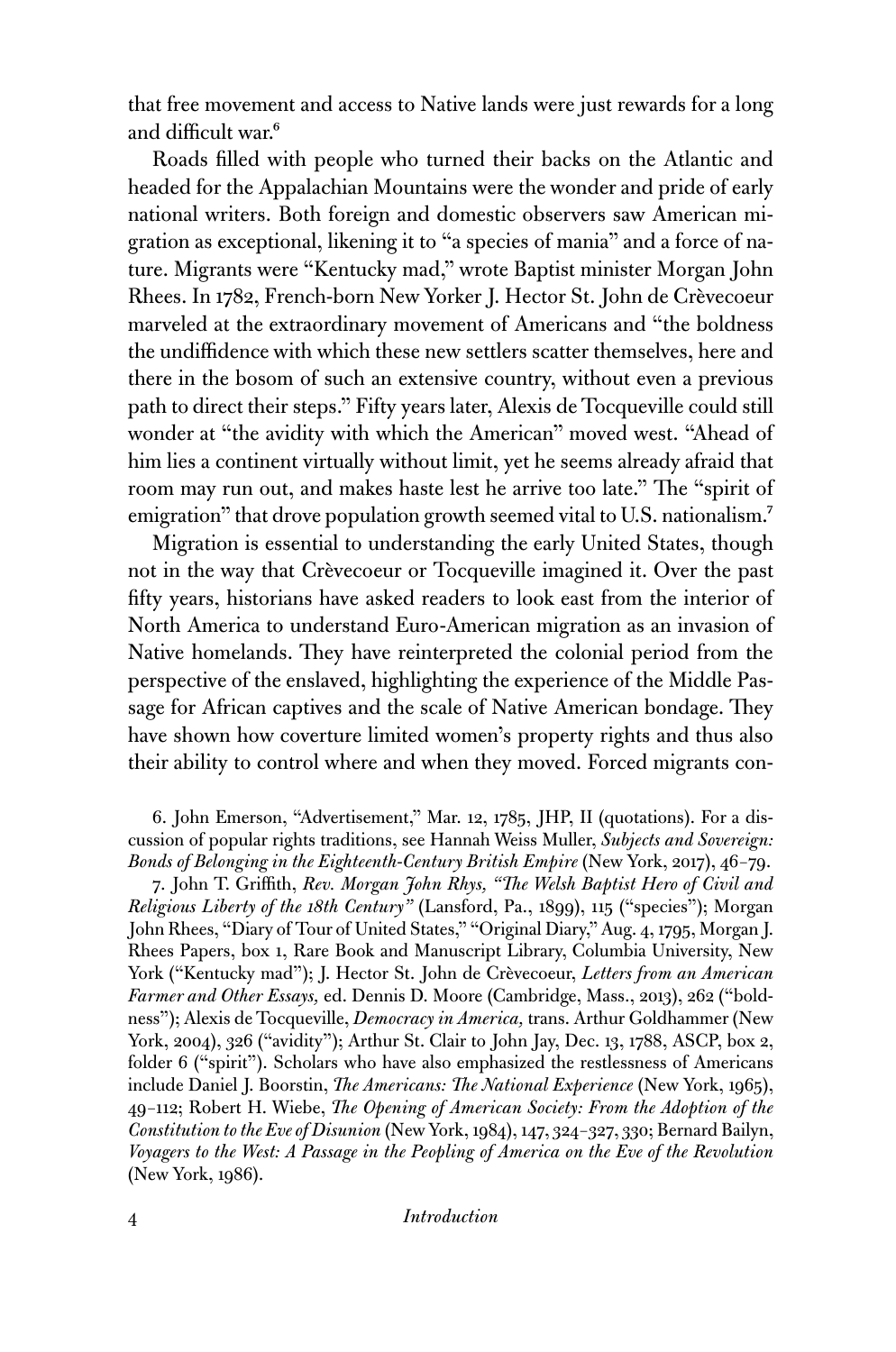that free movement and access to Native lands were just rewards for a long and difficult war.[6]

Roads filled with people who turned their backs on the Atlantic and headed for the Appalachian Mountains were the wonder and pride of early national writers. Both foreign and domestic observers saw American migration as exceptional, likening it to "a species of mania" and a force of nature. Migrants were "Kentucky mad," wrote Baptist minister Morgan John Rhees. In 1782, French-born New Yorker J. Hector St. John de Crèvecoeur marveled at the extraordinary movement of Americans and "the boldness the undiffidence with which these new settlers scatter themselves, here and there in the bosom of such an extensive country, without even a previous path to direct their steps." Fifty years later, Alexis de Tocqueville could still wonder at "the avidity with which the American" moved west. "Ahead of him lies a continent virtually without limit, yet he seems already afraid that room may run out, and makes haste lest he arrive too late." The "spirit of emigration" that drove population growth seemed vital to U.S. nationalism.[7]

Migration is essential to understanding the early United States, though not in the way that Crèvecoeur or Tocqueville imagined it. Over the past fifty years, historians have asked readers to look east from the interior of North America to understand Euro-American migration as an invasion of Native homelands. They have reinterpreted the colonial period from the perspective of the enslaved, highlighting the experience of the Middle Passage for African captives and the scale of Native American bondage. They have shown how coverture limited women's property rights and thus also their ability to control where and when they moved. Forced migrants con-

6. John Emerson, "Advertisement," Mar. 12, 1785, JHP, II (quotations). For a discussion of popular rights traditions, see Hannah Weiss Muller, *Subjects and Sovereign: Bonds of Belonging in the Eighteenth-Century British Empire* (New York, 2017), 46–79.

7. John T. Griffith, *Rev. Morgan John Rhys, "The Welsh Baptist Hero of Civil and Religious Liberty of the 18th Century"* (Lansford, Pa., 1899), 115 ("species"); Morgan John Rhees, "Diary of Tour of United States," "Original Diary," Aug. 4, 1795, Morgan J. Rhees Papers, box 1, Rare Book and Manuscript Library, Columbia University, New York ("Kentucky mad"); J. Hector St. John de Crèvecoeur, *Letters from an American Farmer and Other Essays,* ed. Dennis D. Moore (Cambridge, Mass., 2013), 262 ("boldness"); Alexis de Tocqueville, *Democracy in America,* trans. Arthur Goldhammer (New York, 2004), 326 ("avidity"); Arthur St. Clair to John Jay, Dec. 13, 1788, ASCP, box 2, folder 6 ("spirit"). Scholars who have also emphasized the restlessness of Americans include Daniel J. Boorstin, *The Americans: The National Experience* (New York, 1965), 49–112; Robert H. Wiebe, *The Opening of American Society: From the Adoption of the Constitution to the Eve of Disunion* (New York, 1984), 147, 324–327, 330; Bernard Bailyn, *Voyagers to the West: A Passage in the Peopling of America on the Eve of the Revolution* (New York, 1986).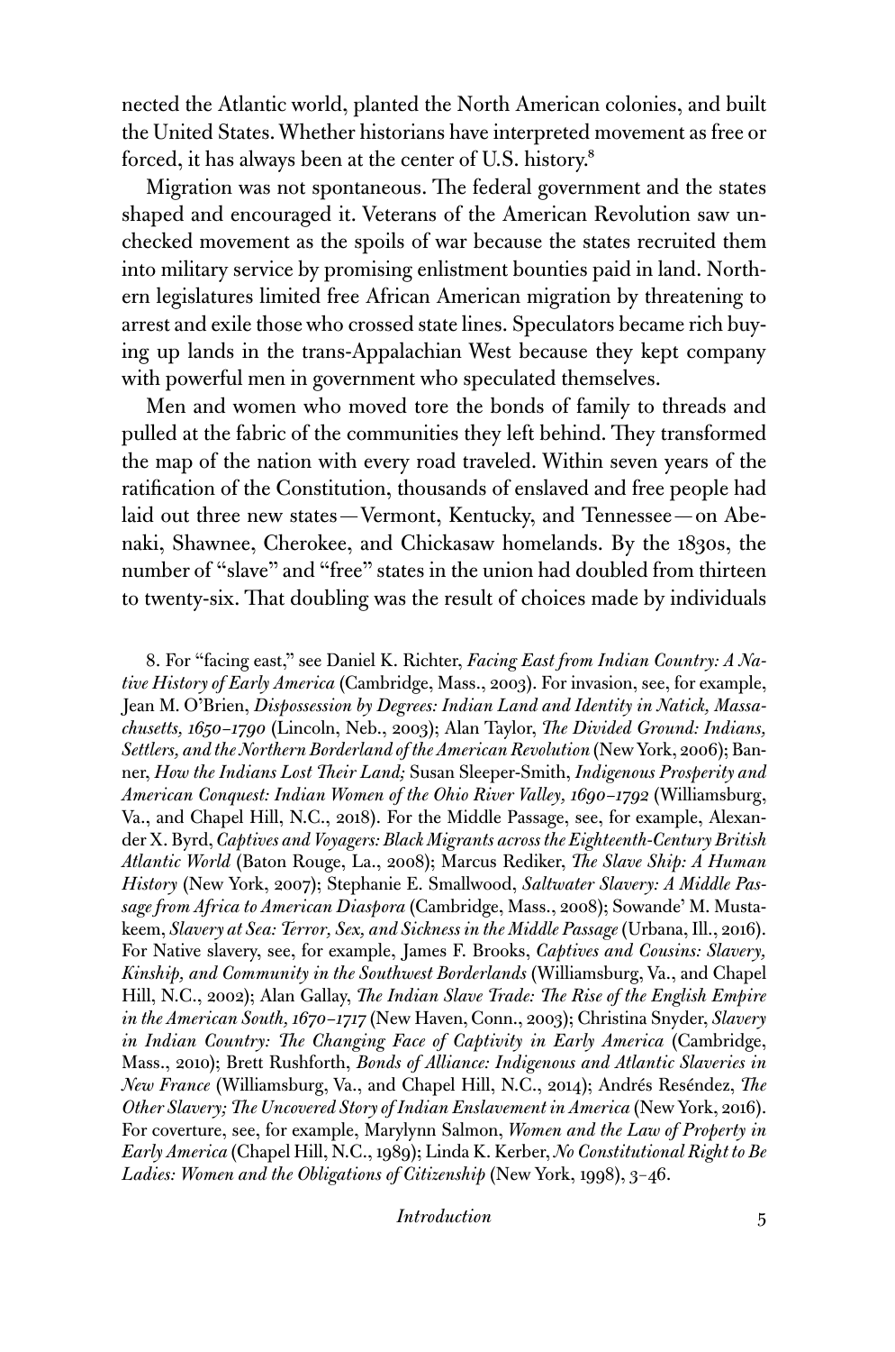nected the Atlantic world, planted the North American colonies, and built the United States. Whether historians have interpreted movement as free or forced, it has always been at the center of U.S. history.[8]

Migration was not spontaneous. The federal government and the states shaped and encouraged it. Veterans of the American Revolution saw unchecked movement as the spoils of war because the states recruited them into military service by promising enlistment bounties paid in land. Northern legislatures limited free African American migration by threatening to arrest and exile those who crossed state lines. Speculators became rich buying up lands in the trans-Appalachian West because they kept company with powerful men in government who speculated themselves.

Men and women who moved tore the bonds of family to threads and pulled at the fabric of the communities they left behind. They transformed the map of the nation with every road traveled. Within seven years of the ratification of the Constitution, thousands of enslaved and free people had laid out three new states—Vermont, Kentucky, and Tennessee—on Abenaki, Shawnee, Cherokee, and Chickasaw homelands. By the 1830s, the number of "slave" and "free" states in the union had doubled from thirteen to twenty-six. That doubling was the result of choices made by individuals

8. For "facing east," see Daniel K. Richter, *Facing East from Indian Country: A Native History of Early America* (Cambridge, Mass., 2003). For invasion, see, for example, Jean M. O'Brien, *Dispossession by Degrees: Indian Land and Identity in Natick, Massachusetts, 1650–1790* (Lincoln, Neb., 2003); Alan Taylor, *The Divided Ground: Indians, Settlers, and the Northern Borderland of the American Revolution* (New York, 2006); Banner, *How the Indians Lost Their Land;* Susan Sleeper-Smith, *Indigenous Prosperity and American Conquest: Indian Women of the Ohio River Valley, 1690–1792* (Williamsburg, Va., and Chapel Hill, N.C., 2018). For the Middle Passage, see, for example, Alexander X. Byrd, *Captives and Voyagers: Black Migrants across the Eighteenth-Century British Atlantic World* (Baton Rouge, La., 2008); Marcus Rediker, *The Slave Ship: A Human History* (New York, 2007); Stephanie E. Smallwood, *Saltwater Slavery: A Middle Passage from Africa to American Diaspora* (Cambridge, Mass., 2008); Sowande' M. Mustakeem, *Slavery at Sea: Terror, Sex, and Sickness in the Middle Passage* (Urbana, Ill., 2016). For Native slavery, see, for example, James F. Brooks, *Captives and Cousins: Slavery, Kinship, and Community in the Southwest Borderlands* (Williamsburg, Va., and Chapel Hill, N.C., 2002); Alan Gallay, *The Indian Slave Trade: The Rise of the English Empire in the American South, 1670–1717* (New Haven, Conn., 2003); Christina Snyder, *Slavery in Indian Country: The Changing Face of Captivity in Early America* (Cambridge, Mass., 2010); Brett Rushforth, *Bonds of Alliance: Indigenous and Atlantic Slaveries in New France* (Williamsburg, Va., and Chapel Hill, N.C., 2014); Andrés Reséndez, *The Other Slavery; The Uncovered Story of Indian Enslavement in America* (New York, 2016). For coverture, see, for example, Marylynn Salmon, *Women and the Law of Property in Early America* (Chapel Hill, N.C., 1989); Linda K. Kerber, *No Constitutional Right to Be Ladies: Women and the Obligations of Citizenship* (New York, 1998), 3–46.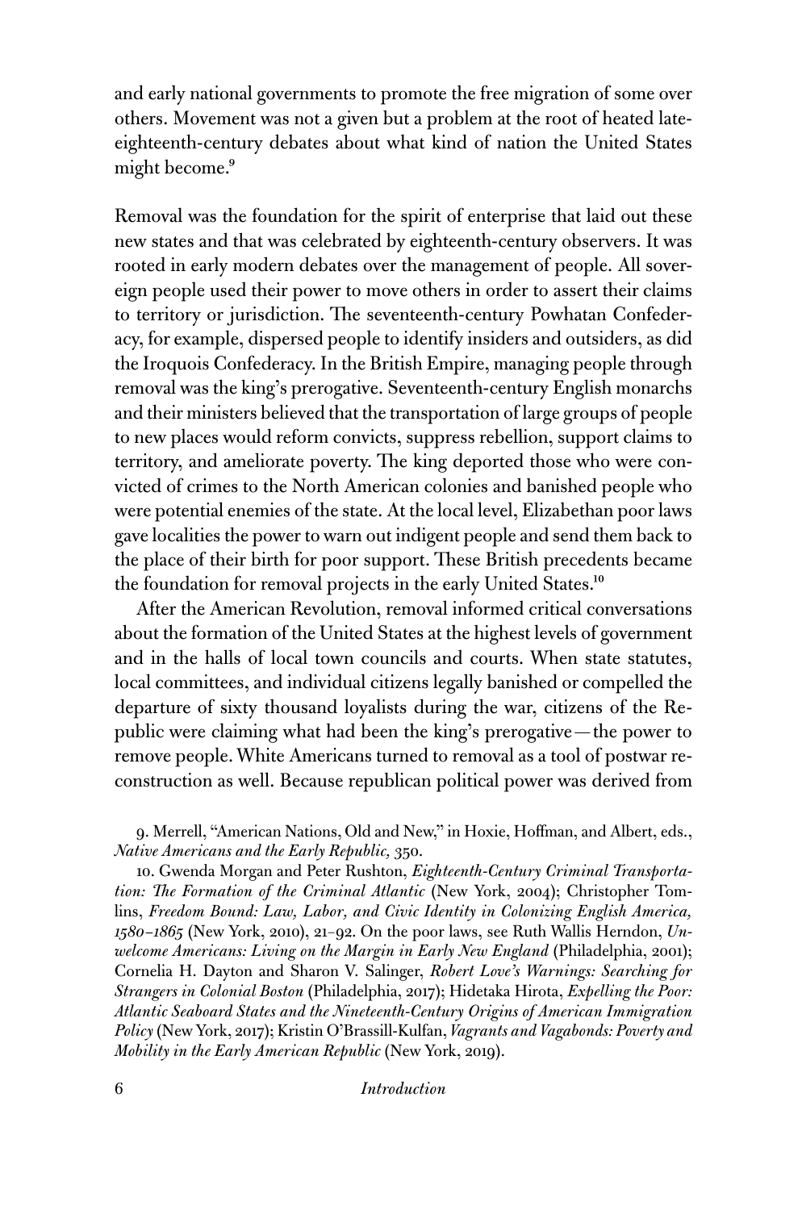and early national governments to promote the free migration of some over others. Movement was not a given but a problem at the root of heated late-eighteenth-century debates about what kind of nation the United States might become.[9]

Removal was the foundation for the spirit of enterprise that laid out these new states and that was celebrated by eighteenth-century observers. It was rooted in early modern debates over the management of people. All sovereign people used their power to move others in order to assert their claims to territory or jurisdiction. The seventeenth-century Powhatan Confederacy, for example, dispersed people to identify insiders and outsiders, as did the Iroquois Confederacy. In the British Empire, managing people through removal was the king's prerogative. Seventeenth-century English monarchs and their ministers believed that the transportation of large groups of people to new places would reform convicts, suppress rebellion, support claims to territory, and ameliorate poverty. The king deported those who were convicted of crimes to the North American colonies and banished people who were potential enemies of the state. At the local level, Elizabethan poor laws gave localities the power to warn out indigent people and send them back to the place of their birth for poor support. These British precedents became the foundation for removal projects in the early United States.[10]

After the American Revolution, removal informed critical conversations about the formation of the United States at the highest levels of government and in the halls of local town councils and courts. When state statutes, local committees, and individual citizens legally banished or compelled the departure of sixty thousand loyalists during the war, citizens of the Republic were claiming what had been the king's prerogative—the power to remove people. White Americans turned to removal as a tool of postwar reconstruction as well. Because republican political power was derived from

9. Merrell, "American Nations, Old and New," in Hoxie, Hoffman, and Albert, eds., *Native Americans and the Early Republic,* 350.

10. Gwenda Morgan and Peter Rushton, *Eighteenth-Century Criminal Transportation: The Formation of the Criminal Atlantic* (New York, 2004); Christopher Tomlins, *Freedom Bound: Law, Labor, and Civic Identity in Colonizing English America, 1580–1865* (New York, 2010), 21–92. On the poor laws, see Ruth Wallis Herndon, *Unwelcome Americans: Living on the Margin in Early New England* (Philadelphia, 2001); Cornelia H. Dayton and Sharon V. Salinger, *Robert Love's Warnings: Searching for Strangers in Colonial Boston* (Philadelphia, 2017); Hidetaka Hirota, *Expelling the Poor: Atlantic Seaboard States and the Nineteenth-Century Origins of American Immigration Policy* (New York, 2017); Kristin O'Brassill-Kulfan, *Vagrants and Vagabonds: Poverty and Mobility in the Early American Republic* (New York, 2019).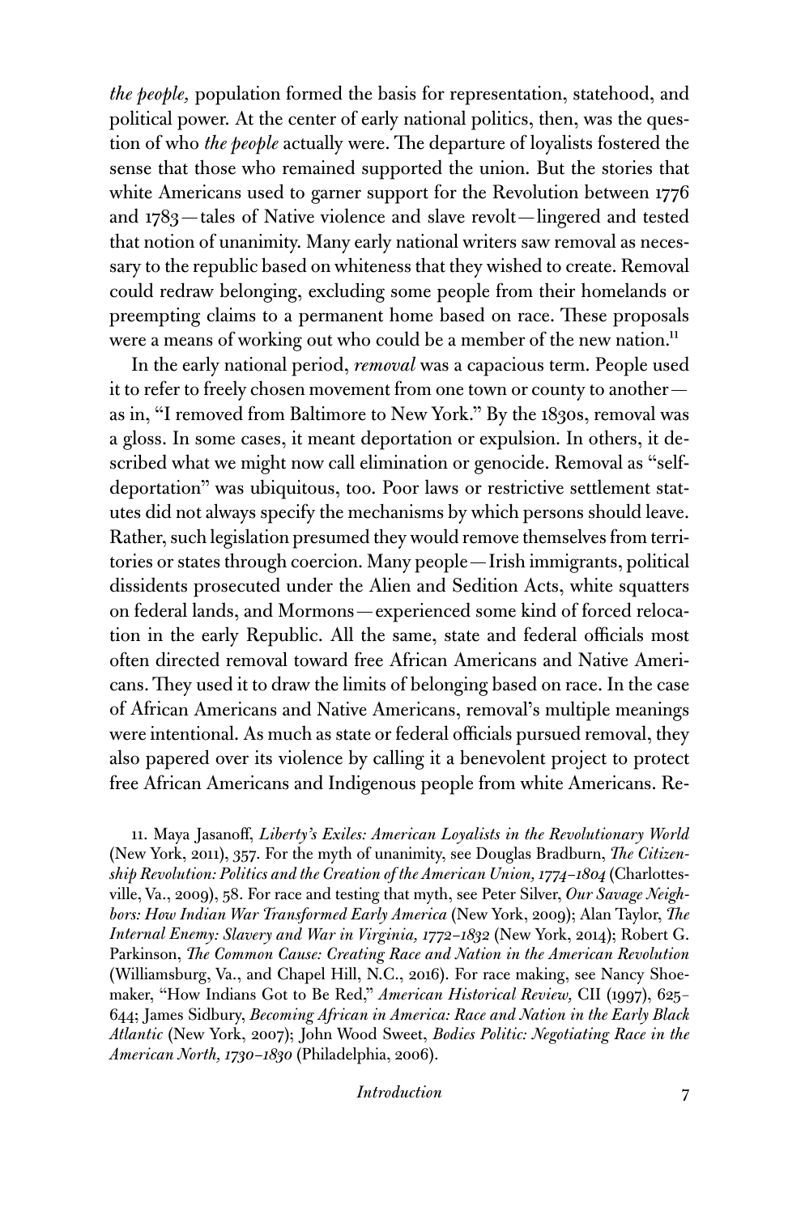*the people,* population formed the basis for representation, statehood, and political power. At the center of early national politics, then, was the question of who *the people* actually were. The departure of loyalists fostered the sense that those who remained supported the union. But the stories that white Americans used to garner support for the Revolution between 1776 and 1783—tales of Native violence and slave revolt—lingered and tested that notion of unanimity. Many early national writers saw removal as necessary to the republic based on whiteness that they wished to create. Removal could redraw belonging, excluding some people from their homelands or preempting claims to a permanent home based on race. These proposals were a means of working out who could be a member of the new nation.[11]

In the early national period, *removal* was a capacious term. People used it to refer to freely chosen movement from one town or county to another—as in, "I removed from Baltimore to New York." By the 1830s, removal was a gloss. In some cases, it meant deportation or expulsion. In others, it described what we might now call elimination or genocide. Removal as "self-deportation" was ubiquitous, too. Poor laws or restrictive settlement statutes did not always specify the mechanisms by which persons should leave. Rather, such legislation presumed they would remove themselves from territories or states through coercion. Many people—Irish immigrants, political dissidents prosecuted under the Alien and Sedition Acts, white squatters on federal lands, and Mormons—experienced some kind of forced relocation in the early Republic. All the same, state and federal officials most often directed removal toward free African Americans and Native Americans. They used it to draw the limits of belonging based on race. In the case of African Americans and Native Americans, removal's multiple meanings were intentional. As much as state or federal officials pursued removal, they also papered over its violence by calling it a benevolent project to protect free African Americans and Indigenous people from white Americans. Re-

11. Maya Jasanoff, *Liberty's Exiles: American Loyalists in the Revolutionary World* (New York, 2011), 357. For the myth of unanimity, see Douglas Bradburn, *The Citizenship Revolution: Politics and the Creation of the American Union, 1774–1804* (Charlottesville, Va., 2009), 58. For race and testing that myth, see Peter Silver, *Our Savage Neighbors: How Indian War Transformed Early America* (New York, 2009); Alan Taylor, *The Internal Enemy: Slavery and War in Virginia, 1772–1832* (New York, 2014); Robert G. Parkinson, *The Common Cause: Creating Race and Nation in the American Revolution* (Williamsburg, Va., and Chapel Hill, N.C., 2016). For race making, see Nancy Shoemaker, "How Indians Got to Be Red," *American Historical Review,* CII (1997), 625–644; James Sidbury, *Becoming African in America: Race and Nation in the Early Black Atlantic* (New York, 2007); John Wood Sweet, *Bodies Politic: Negotiating Race in the American North, 1730–1830* (Philadelphia, 2006).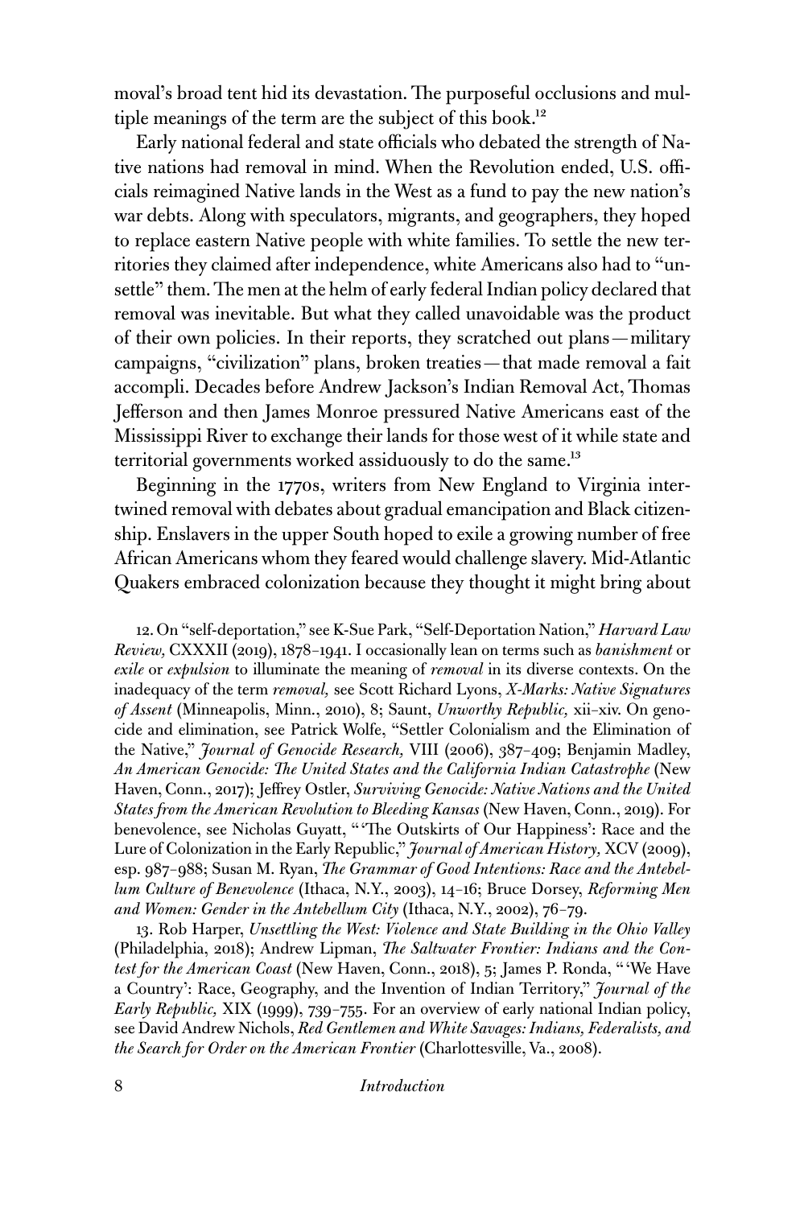moval's broad tent hid its devastation. The purposeful occlusions and multiple meanings of the term are the subject of this book.[12]

Early national federal and state officials who debated the strength of Native nations had removal in mind. When the Revolution ended, U.S. officials reimagined Native lands in the West as a fund to pay the new nation's war debts. Along with speculators, migrants, and geographers, they hoped to replace eastern Native people with white families. To settle the new territories they claimed after independence, white Americans also had to "unsettle" them. The men at the helm of early federal Indian policy declared that removal was inevitable. But what they called unavoidable was the product of their own policies. In their reports, they scratched out plans—military campaigns, "civilization" plans, broken treaties—that made removal a fait accompli. Decades before Andrew Jackson's Indian Removal Act, Thomas Jefferson and then James Monroe pressured Native Americans east of the Mississippi River to exchange their lands for those west of it while state and territorial governments worked assiduously to do the same.[13]

Beginning in the 1770s, writers from New England to Virginia intertwined removal with debates about gradual emancipation and Black citizenship. Enslavers in the upper South hoped to exile a growing number of free African Americans whom they feared would challenge slavery. Mid-Atlantic Quakers embraced colonization because they thought it might bring about

12. On "self-deportation," see K-Sue Park, "Self-Deportation Nation," *Harvard Law Review,* CXXXII (2019), 1878–1941. I occasionally lean on terms such as *banishment* or *exile* or *expulsion* to illuminate the meaning of *removal* in its diverse contexts. On the inadequacy of the term *removal,* see Scott Richard Lyons, *X-Marks: Native Signatures of Assent* (Minneapolis, Minn., 2010), 8; Saunt, *Unworthy Republic,* xii–xiv. On genocide and elimination, see Patrick Wolfe, "Settler Colonialism and the Elimination of the Native," *Journal of Genocide Research,* VIII (2006), 387–409; Benjamin Madley, *An American Genocide: The United States and the California Indian Catastrophe* (New Haven, Conn., 2017); Jeffrey Ostler, *Surviving Genocide: Native Nations and the United States from the American Revolution to Bleeding Kansas* (New Haven, Conn., 2019). For benevolence, see Nicholas Guyatt, "'The Outskirts of Our Happiness': Race and the Lure of Colonization in the Early Republic," *Journal of American History,* XCV (2009), esp. 987–988; Susan M. Ryan, *The Grammar of Good Intentions: Race and the Antebellum Culture of Benevolence* (Ithaca, N.Y., 2003), 14–16; Bruce Dorsey, *Reforming Men and Women: Gender in the Antebellum City* (Ithaca, N.Y., 2002), 76–79.

13. Rob Harper, *Unsettling the West: Violence and State Building in the Ohio Valley* (Philadelphia, 2018); Andrew Lipman, *The Saltwater Frontier: Indians and the Contest for the American Coast* (New Haven, Conn., 2018), 5; James P. Ronda, "'We Have a Country': Race, Geography, and the Invention of Indian Territory," *Journal of the Early Republic,* XIX (1999), 739–755. For an overview of early national Indian policy, see David Andrew Nichols, *Red Gentlemen and White Savages: Indians, Federalists, and the Search for Order on the American Frontier* (Charlottesville, Va., 2008).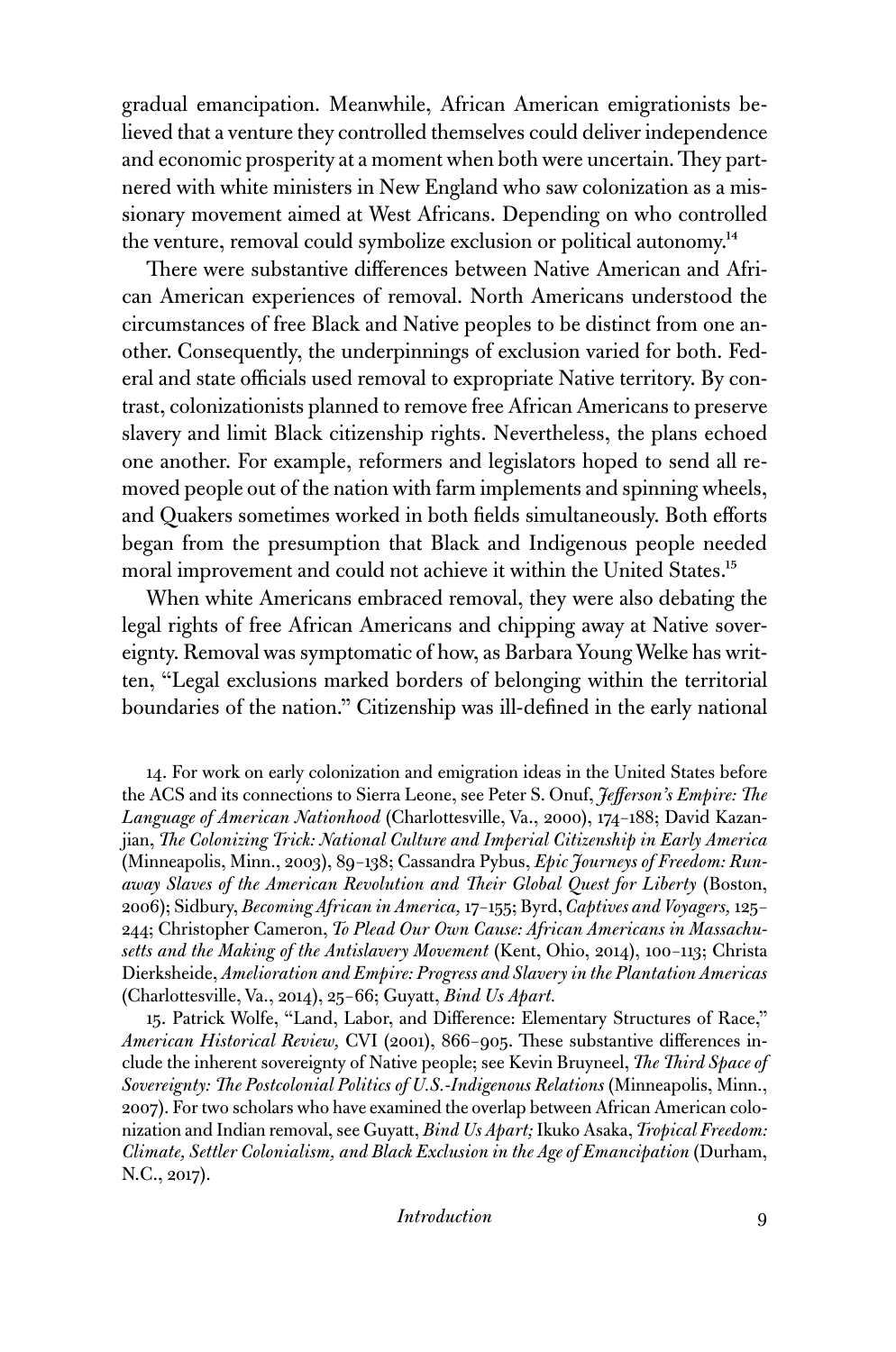gradual emancipation. Meanwhile, African American emigrationists believed that a venture they controlled themselves could deliver independence and economic prosperity at a moment when both were uncertain. They partnered with white ministers in New England who saw colonization as a missionary movement aimed at West Africans. Depending on who controlled the venture, removal could symbolize exclusion or political autonomy.[14]

There were substantive differences between Native American and African American experiences of removal. North Americans understood the circumstances of free Black and Native peoples to be distinct from one another. Consequently, the underpinnings of exclusion varied for both. Federal and state officials used removal to expropriate Native territory. By contrast, colonizationists planned to remove free African Americans to preserve slavery and limit Black citizenship rights. Nevertheless, the plans echoed one another. For example, reformers and legislators hoped to send all removed people out of the nation with farm implements and spinning wheels, and Quakers sometimes worked in both fields simultaneously. Both efforts began from the presumption that Black and Indigenous people needed moral improvement and could not achieve it within the United States.[15]

When white Americans embraced removal, they were also debating the legal rights of free African Americans and chipping away at Native sovereignty. Removal was symptomatic of how, as Barbara Young Welke has written, "Legal exclusions marked borders of belonging within the territorial boundaries of the nation." Citizenship was ill-defined in the early national

14. For work on early colonization and emigration ideas in the United States before the ACS and its connections to Sierra Leone, see Peter S. Onuf, *Jefferson's Empire: The Language of American Nationhood* (Charlottesville, Va., 2000), 174–188; David Kazanjian, *The Colonizing Trick: National Culture and Imperial Citizenship in Early America* (Minneapolis, Minn., 2003), 89–138; Cassandra Pybus, *Epic Journeys of Freedom: Runaway Slaves of the American Revolution and Their Global Quest for Liberty* (Boston, 2006); Sidbury, *Becoming African in America,* 17–155; Byrd, *Captives and Voyagers,* 125–244; Christopher Cameron, *To Plead Our Own Cause: African Americans in Massachusetts and the Making of the Antislavery Movement* (Kent, Ohio, 2014), 100–113; Christa Dierksheide, *Amelioration and Empire: Progress and Slavery in the Plantation Americas* (Charlottesville, Va., 2014), 25–66; Guyatt, *Bind Us Apart.*

15. Patrick Wolfe, "Land, Labor, and Difference: Elementary Structures of Race," *American Historical Review,* CVI (2001), 866–905. These substantive differences include the inherent sovereignty of Native people; see Kevin Bruyneel, *The Third Space of Sovereignty: The Postcolonial Politics of U.S.-Indigenous Relations* (Minneapolis, Minn., 2007). For two scholars who have examined the overlap between African American colonization and Indian removal, see Guyatt, *Bind Us Apart;* Ikuko Asaka, *Tropical Freedom: Climate, Settler Colonialism, and Black Exclusion in the Age of Emancipation* (Durham, N.C., 2017).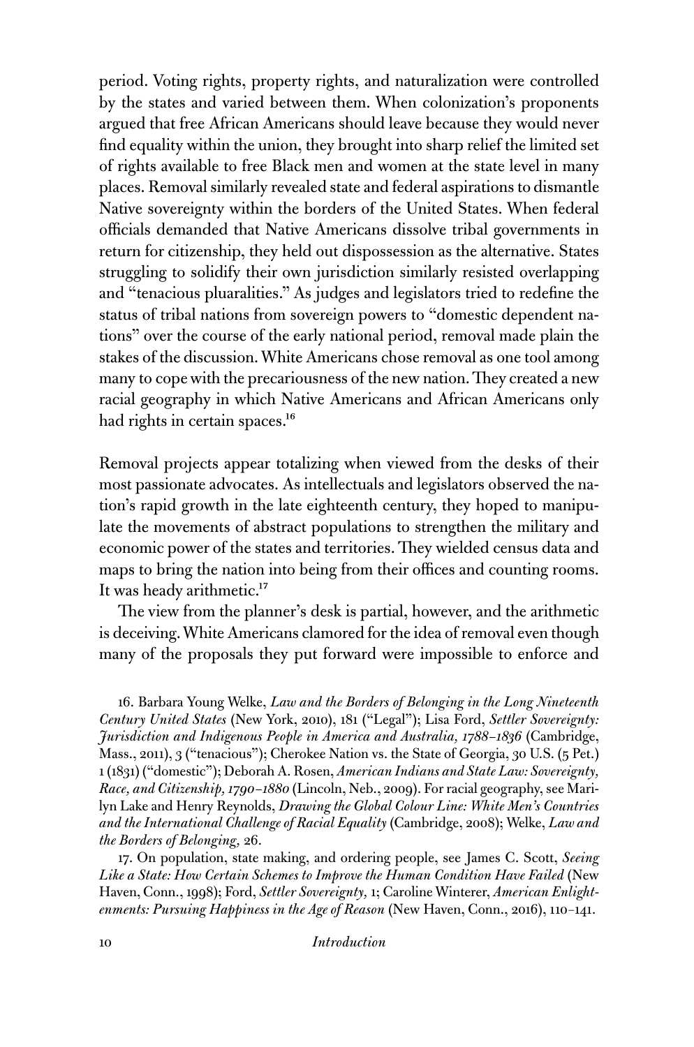period. Voting rights, property rights, and naturalization were controlled by the states and varied between them. When colonization's proponents argued that free African Americans should leave because they would never find equality within the union, they brought into sharp relief the limited set of rights available to free Black men and women at the state level in many places. Removal similarly revealed state and federal aspirations to dismantle Native sovereignty within the borders of the United States. When federal officials demanded that Native Americans dissolve tribal governments in return for citizenship, they held out dispossession as the alternative. States struggling to solidify their own jurisdiction similarly resisted overlapping and "tenacious pluaralities." As judges and legislators tried to redefine the status of tribal nations from sovereign powers to "domestic dependent nations" over the course of the early national period, removal made plain the stakes of the discussion. White Americans chose removal as one tool among many to cope with the precariousness of the new nation. They created a new racial geography in which Native Americans and African Americans only had rights in certain spaces.[16]

Removal projects appear totalizing when viewed from the desks of their most passionate advocates. As intellectuals and legislators observed the nation's rapid growth in the late eighteenth century, they hoped to manipulate the movements of abstract populations to strengthen the military and economic power of the states and territories. They wielded census data and maps to bring the nation into being from their offices and counting rooms. It was heady arithmetic.[17]

The view from the planner's desk is partial, however, and the arithmetic is deceiving. White Americans clamored for the idea of removal even though many of the proposals they put forward were impossible to enforce and

16. Barbara Young Welke, *Law and the Borders of Belonging in the Long Nineteenth Century United States* (New York, 2010), 181 ("Legal"); Lisa Ford, *Settler Sovereignty: Jurisdiction and Indigenous People in America and Australia, 1788–1836* (Cambridge, Mass., 2011), 3 ("tenacious"); Cherokee Nation vs. the State of Georgia, 30 U.S. (5 Pet.) 1 (1831) ("domestic"); Deborah A. Rosen, *American Indians and State Law: Sovereignty, Race, and Citizenship, 1790–1880* (Lincoln, Neb., 2009). For racial geography, see Marilyn Lake and Henry Reynolds, *Drawing the Global Colour Line: White Men's Countries and the International Challenge of Racial Equality* (Cambridge, 2008); Welke, *Law and the Borders of Belonging,* 26.

17. On population, state making, and ordering people, see James C. Scott, *Seeing Like a State: How Certain Schemes to Improve the Human Condition Have Failed* (New Haven, Conn., 1998); Ford, *Settler Sovereignty,* 1; Caroline Winterer, *American Enlightenments: Pursuing Happiness in the Age of Reason* (New Haven, Conn., 2016), 110–141.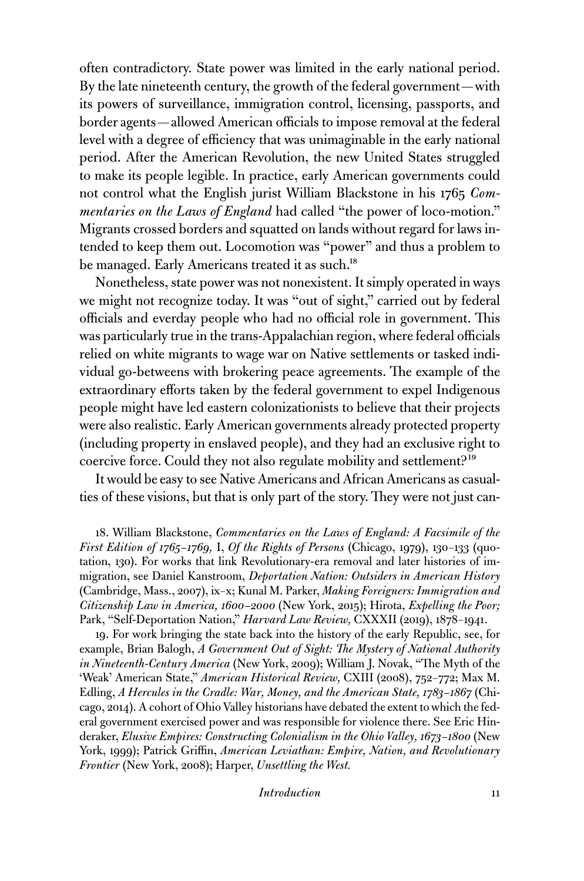often contradictory. State power was limited in the early national period. By the late nineteenth century, the growth of the federal government—with its powers of surveillance, immigration control, licensing, passports, and border agents—allowed American officials to impose removal at the federal level with a degree of efficiency that was unimaginable in the early national period. After the American Revolution, the new United States struggled to make its people legible. In practice, early American governments could not control what the English jurist William Blackstone in his 1765 *Commentaries on the Laws of England* had called "the power of loco-motion." Migrants crossed borders and squatted on lands without regard for laws intended to keep them out. Locomotion was "power" and thus a problem to be managed. Early Americans treated it as such.[18]

Nonetheless, state power was not nonexistent. It simply operated in ways we might not recognize today. It was "out of sight," carried out by federal officials and everday people who had no official role in government. This was particularly true in the trans-Appalachian region, where federal officials relied on white migrants to wage war on Native settlements or tasked individual go-betweens with brokering peace agreements. The example of the extraordinary efforts taken by the federal government to expel Indigenous people might have led eastern colonizationists to believe that their projects were also realistic. Early American governments already protected property (including property in enslaved people), and they had an exclusive right to coercive force. Could they not also regulate mobility and settlement?[19]

It would be easy to see Native Americans and African Americans as casualties of these visions, but that is only part of the story. They were not just can-

18. William Blackstone, *Commentaries on the Laws of England: A Facsimile of the First Edition of 1765–1769,* I, *Of the Rights of Persons* (Chicago, 1979), 130–133 (quotation, 130). For works that link Revolutionary-era removal and later histories of immigration, see Daniel Kanstroom, *Deportation Nation: Outsiders in American History* (Cambridge, Mass., 2007), ix–x; Kunal M. Parker, *Making Foreigners: Immigration and Citizenship Law in America, 1600–2000* (New York, 2015); Hirota, *Expelling the Poor;* Park, "Self-Deportation Nation," *Harvard Law Review,* CXXXII (2019), 1878–1941.

19. For work bringing the state back into the history of the early Republic, see, for example, Brian Balogh, *A Government Out of Sight: The Mystery of National Authority in Nineteenth-Century America* (New York, 2009); William J. Novak, "The Myth of the 'Weak' American State," *American Historical Review,* CXIII (2008), 752–772; Max M. Edling, *A Hercules in the Cradle: War, Money, and the American State, 1783–1867* (Chicago, 2014). A cohort of Ohio Valley historians have debated the extent to which the federal government exercised power and was responsible for violence there. See Eric Hinderaker, *Elusive Empires: Constructing Colonialism in the Ohio Valley, 1673–1800* (New York, 1999); Patrick Griffin, *American Leviathan: Empire, Nation, and Revolutionary Frontier* (New York, 2008); Harper, *Unsettling the West.*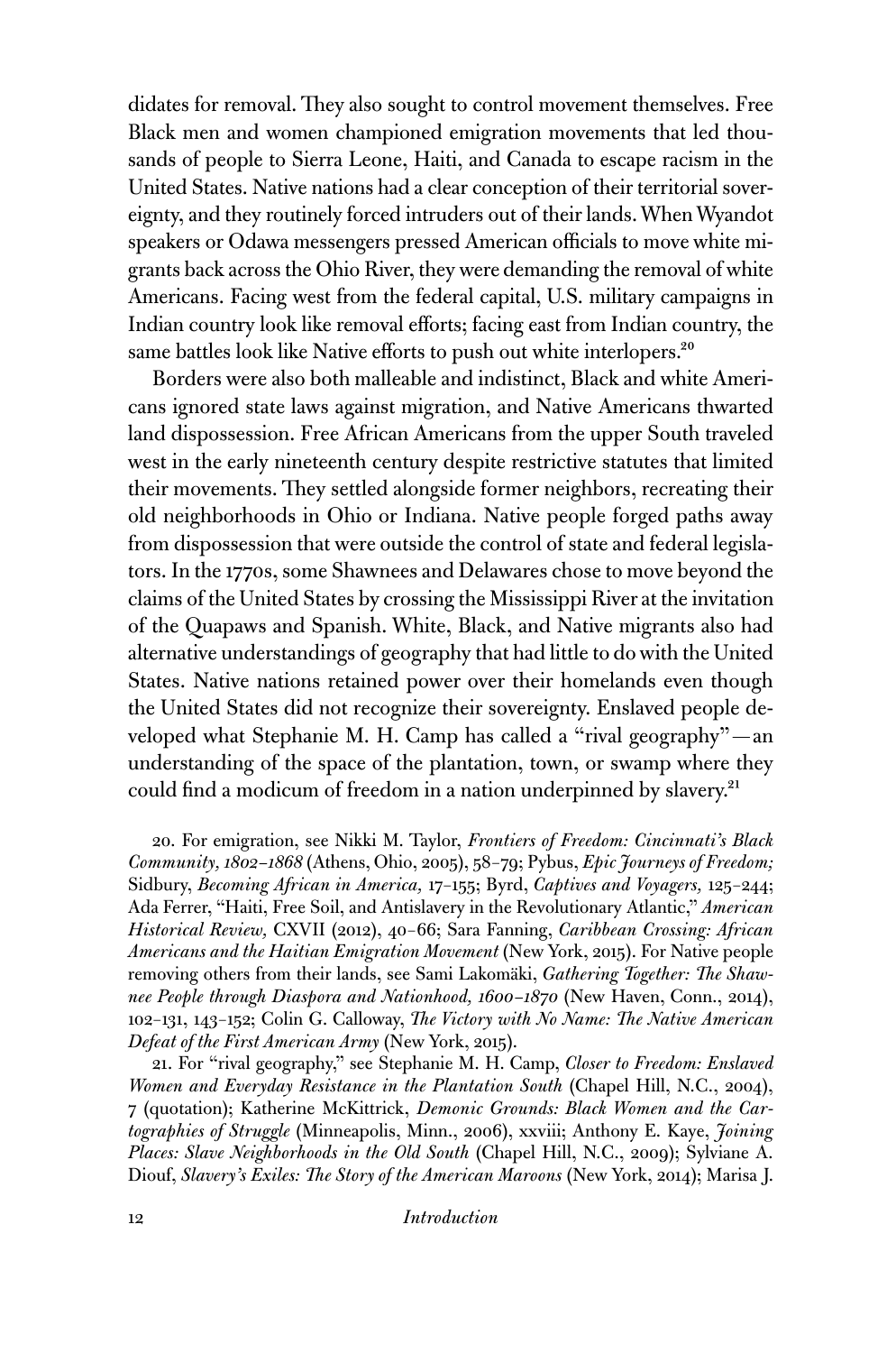didates for removal. They also sought to control movement themselves. Free Black men and women championed emigration movements that led thousands of people to Sierra Leone, Haiti, and Canada to escape racism in the United States. Native nations had a clear conception of their territorial sovereignty, and they routinely forced intruders out of their lands. When Wyandot speakers or Odawa messengers pressed American officials to move white migrants back across the Ohio River, they were demanding the removal of white Americans. Facing west from the federal capital, U.S. military campaigns in Indian country look like removal efforts; facing east from Indian country, the same battles look like Native efforts to push out white interlopers.[20]

Borders were also both malleable and indistinct, Black and white Americans ignored state laws against migration, and Native Americans thwarted land dispossession. Free African Americans from the upper South traveled west in the early nineteenth century despite restrictive statutes that limited their movements. They settled alongside former neighbors, recreating their old neighborhoods in Ohio or Indiana. Native people forged paths away from dispossession that were outside the control of state and federal legislators. In the 1770s, some Shawnees and Delawares chose to move beyond the claims of the United States by crossing the Mississippi River at the invitation of the Quapaws and Spanish. White, Black, and Native migrants also had alternative understandings of geography that had little to do with the United States. Native nations retained power over their homelands even though the United States did not recognize their sovereignty. Enslaved people developed what Stephanie M. H. Camp has called a "rival geography"—an understanding of the space of the plantation, town, or swamp where they could find a modicum of freedom in a nation underpinned by slavery.[21]

20. For emigration, see Nikki M. Taylor, *Frontiers of Freedom: Cincinnati's Black Community, 1802–1868* (Athens, Ohio, 2005), 58–79; Pybus, *Epic Journeys of Freedom;* Sidbury, *Becoming African in America,* 17–155; Byrd, *Captives and Voyagers,* 125–244; Ada Ferrer, "Haiti, Free Soil, and Antislavery in the Revolutionary Atlantic," *American Historical Review,* CXVII (2012), 40–66; Sara Fanning, *Caribbean Crossing: African Americans and the Haitian Emigration Movement* (New York, 2015). For Native people removing others from their lands, see Sami Lakomäki, *Gathering Together: The Shawnee People through Diaspora and Nationhood, 1600–1870* (New Haven, Conn., 2014), 102–131, 143–152; Colin G. Calloway, *The Victory with No Name: The Native American Defeat of the First American Army* (New York, 2015).

21. For "rival geography," see Stephanie M. H. Camp, *Closer to Freedom: Enslaved Women and Everyday Resistance in the Plantation South* (Chapel Hill, N.C., 2004), 7 (quotation); Katherine McKittrick, *Demonic Grounds: Black Women and the Cartographies of Struggle* (Minneapolis, Minn., 2006), xxviii; Anthony E. Kaye, *Joining Places: Slave Neighborhoods in the Old South* (Chapel Hill, N.C., 2009); Sylviane A. Diouf, *Slavery's Exiles: The Story of the American Maroons* (New York, 2014); Marisa J.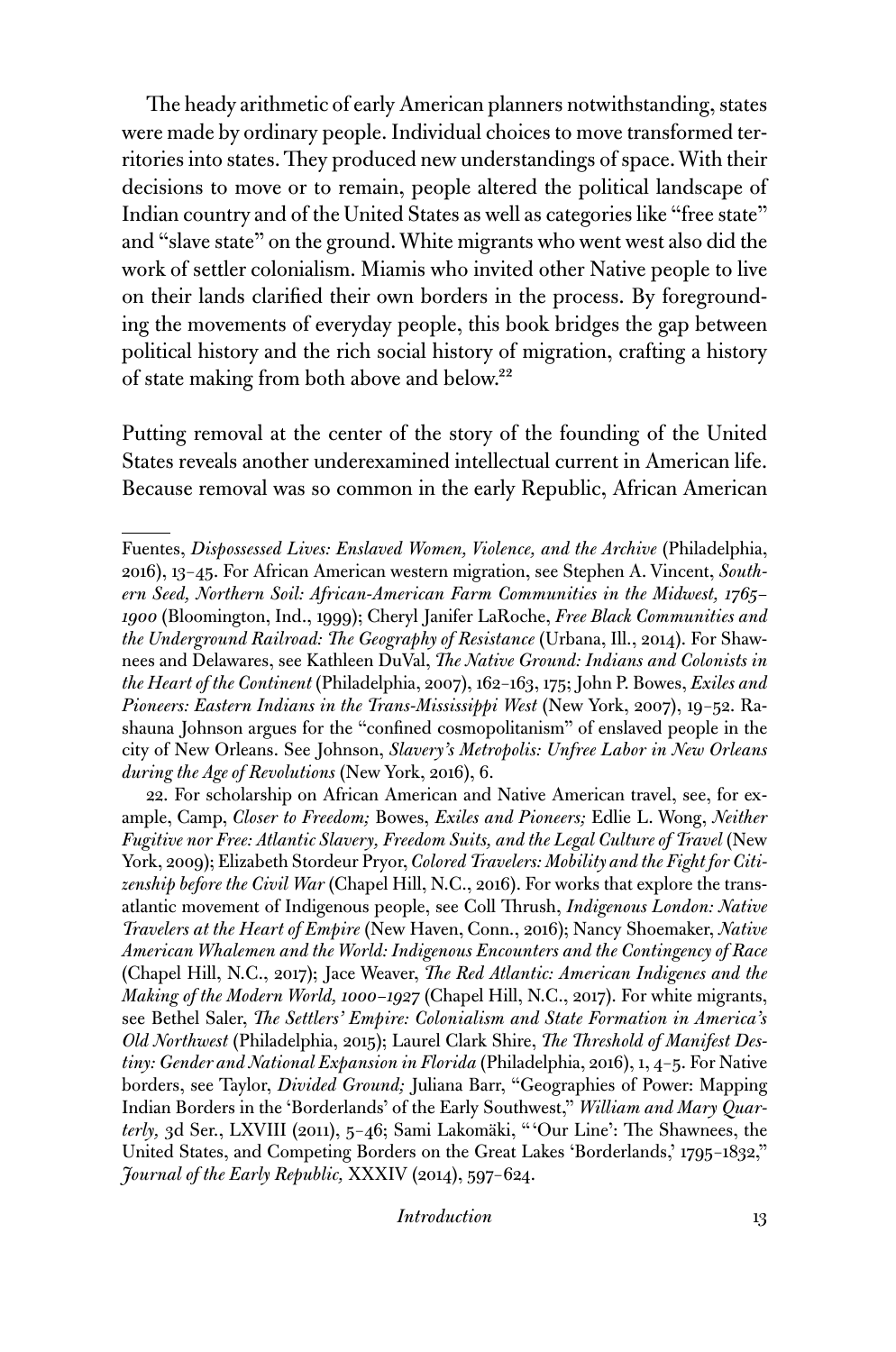The heady arithmetic of early American planners notwithstanding, states were made by ordinary people. Individual choices to move transformed territories into states. They produced new understandings of space. With their decisions to move or to remain, people altered the political landscape of Indian country and of the United States as well as categories like "free state" and "slave state" on the ground. White migrants who went west also did the work of settler colonialism. Miamis who invited other Native people to live on their lands clarified their own borders in the process. By foregrounding the movements of everyday people, this book bridges the gap between political history and the rich social history of migration, crafting a history of state making from both above and below.[22]

Putting removal at the center of the story of the founding of the United States reveals another underexamined intellectual current in American life. Because removal was so common in the early Republic, African American

---

Fuentes, *Dispossessed Lives: Enslaved Women, Violence, and the Archive* (Philadelphia, 2016), 13–45. For African American western migration, see Stephen A. Vincent, *Southern Seed, Northern Soil: African-American Farm Communities in the Midwest, 1765–1900* (Bloomington, Ind., 1999); Cheryl Janifer LaRoche, *Free Black Communities and the Underground Railroad: The Geography of Resistance* (Urbana, Ill., 2014). For Shawnees and Delawares, see Kathleen DuVal, *The Native Ground: Indians and Colonists in the Heart of the Continent* (Philadelphia, 2007), 162–163, 175; John P. Bowes, *Exiles and Pioneers: Eastern Indians in the Trans-Mississippi West* (New York, 2007), 19–52. Rashauna Johnson argues for the "confined cosmopolitanism" of enslaved people in the city of New Orleans. See Johnson, *Slavery's Metropolis: Unfree Labor in New Orleans during the Age of Revolutions* (New York, 2016), 6.

22. For scholarship on African American and Native American travel, see, for example, Camp, *Closer to Freedom;* Bowes, *Exiles and Pioneers;* Edlie L. Wong, *Neither Fugitive nor Free: Atlantic Slavery, Freedom Suits, and the Legal Culture of Travel* (New York, 2009); Elizabeth Stordeur Pryor, *Colored Travelers: Mobility and the Fight for Citizenship before the Civil War* (Chapel Hill, N.C., 2016). For works that explore the transatlantic movement of Indigenous people, see Coll Thrush, *Indigenous London: Native Travelers at the Heart of Empire* (New Haven, Conn., 2016); Nancy Shoemaker, *Native American Whalemen and the World: Indigenous Encounters and the Contingency of Race* (Chapel Hill, N.C., 2017); Jace Weaver, *The Red Atlantic: American Indigenes and the Making of the Modern World, 1000–1927* (Chapel Hill, N.C., 2017). For white migrants, see Bethel Saler, *The Settlers' Empire: Colonialism and State Formation in America's Old Northwest* (Philadelphia, 2015); Laurel Clark Shire, *The Threshold of Manifest Destiny: Gender and National Expansion in Florida* (Philadelphia, 2016), 1, 4–5. For Native borders, see Taylor, *Divided Ground;* Juliana Barr, "Geographies of Power: Mapping Indian Borders in the 'Borderlands' of the Early Southwest," *William and Mary Quarterly,* 3d Ser., LXVIII (2011), 5–46; Sami Lakomäki, "'Our Line': The Shawnees, the United States, and Competing Borders on the Great Lakes 'Borderlands,' 1795–1832," *Journal of the Early Republic,* XXXIV (2014), 597–624.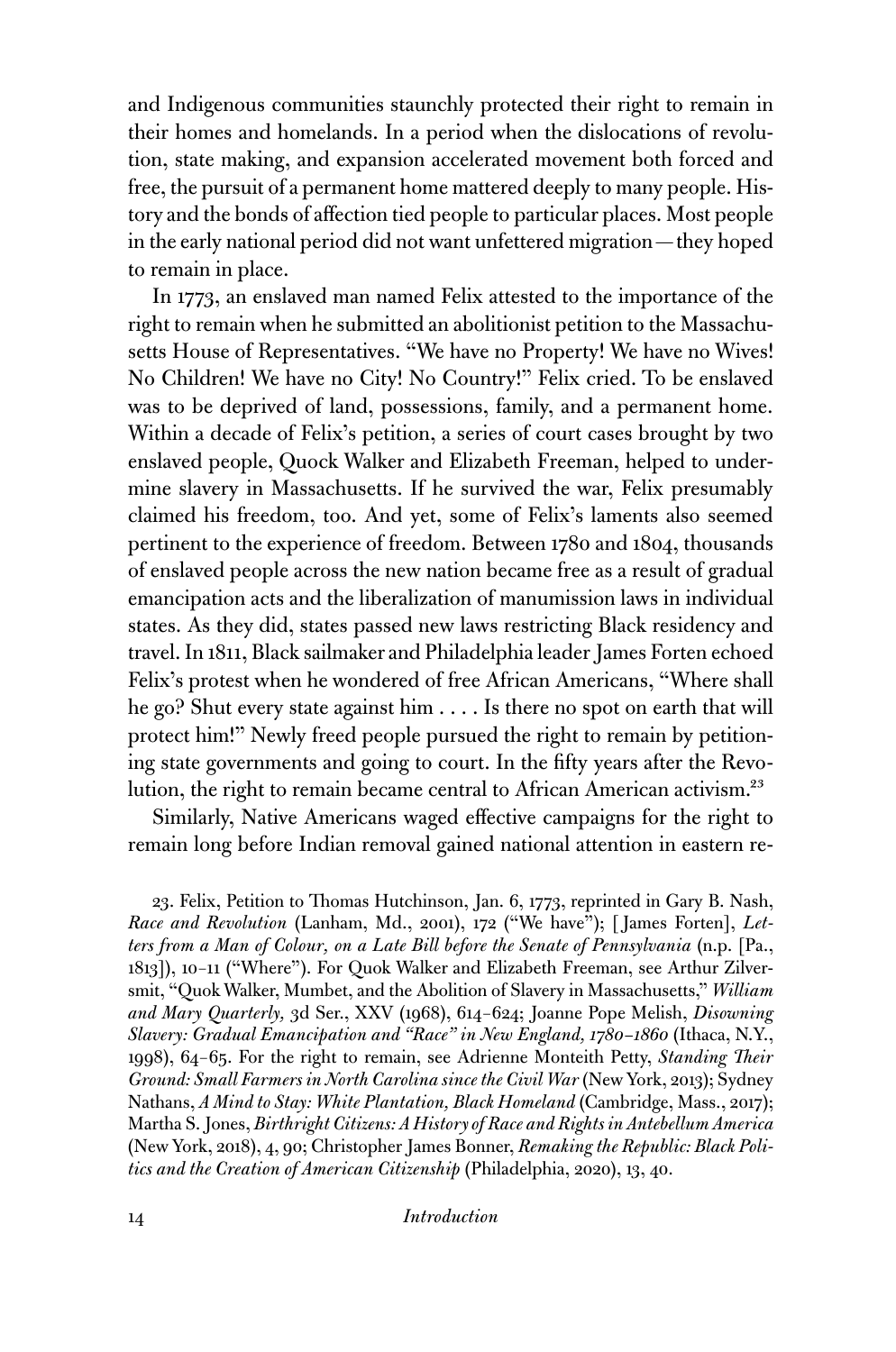and Indigenous communities staunchly protected their right to remain in their homes and homelands. In a period when the dislocations of revolution, state making, and expansion accelerated movement both forced and free, the pursuit of a permanent home mattered deeply to many people. History and the bonds of affection tied people to particular places. Most people in the early national period did not want unfettered migration—they hoped to remain in place.

In 1773, an enslaved man named Felix attested to the importance of the right to remain when he submitted an abolitionist petition to the Massachusetts House of Representatives. "We have no Property! We have no Wives! No Children! We have no City! No Country!" Felix cried. To be enslaved was to be deprived of land, possessions, family, and a permanent home. Within a decade of Felix's petition, a series of court cases brought by two enslaved people, Quock Walker and Elizabeth Freeman, helped to undermine slavery in Massachusetts. If he survived the war, Felix presumably claimed his freedom, too. And yet, some of Felix's laments also seemed pertinent to the experience of freedom. Between 1780 and 1804, thousands of enslaved people across the new nation became free as a result of gradual emancipation acts and the liberalization of manumission laws in individual states. As they did, states passed new laws restricting Black residency and travel. In 1811, Black sailmaker and Philadelphia leader James Forten echoed Felix's protest when he wondered of free African Americans, "Where shall he go? Shut every state against him . . . . Is there no spot on earth that will protect him!" Newly freed people pursued the right to remain by petitioning state governments and going to court. In the fifty years after the Revolution, the right to remain became central to African American activism.[23]

Similarly, Native Americans waged effective campaigns for the right to remain long before Indian removal gained national attention in eastern re-

23. Felix, Petition to Thomas Hutchinson, Jan. 6, 1773, reprinted in Gary B. Nash, *Race and Revolution* (Lanham, Md., 2001), 172 ("We have"); [James Forten], *Letters from a Man of Colour, on a Late Bill before the Senate of Pennsylvania* (n.p. [Pa., 1813]), 10–11 ("Where"). For Quok Walker and Elizabeth Freeman, see Arthur Zilversmit, "Quok Walker, Mumbet, and the Abolition of Slavery in Massachusetts," *William and Mary Quarterly*, 3d Ser., XXV (1968), 614–624; Joanne Pope Melish, *Disowning Slavery: Gradual Emancipation and "Race" in New England, 1780–1860* (Ithaca, N.Y., 1998), 64–65. For the right to remain, see Adrienne Monteith Petty, *Standing Their Ground: Small Farmers in North Carolina since the Civil War* (New York, 2013); Sydney Nathans, *A Mind to Stay: White Plantation, Black Homeland* (Cambridge, Mass., 2017); Martha S. Jones, *Birthright Citizens: A History of Race and Rights in Antebellum America* (New York, 2018), 4, 90; Christopher James Bonner, *Remaking the Republic: Black Politics and the Creation of American Citizenship* (Philadelphia, 2020), 13, 40.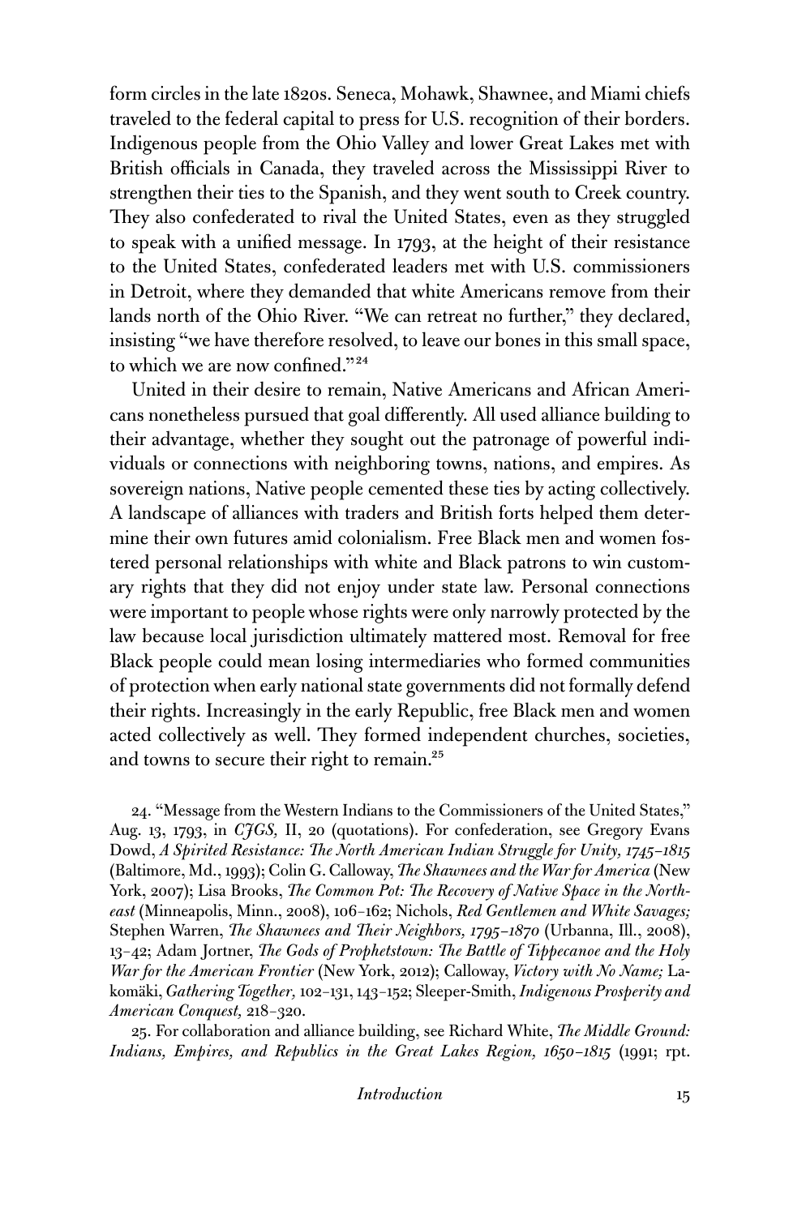form circles in the late 1820s. Seneca, Mohawk, Shawnee, and Miami chiefs traveled to the federal capital to press for U.S. recognition of their borders. Indigenous people from the Ohio Valley and lower Great Lakes met with British officials in Canada, they traveled across the Mississippi River to strengthen their ties to the Spanish, and they went south to Creek country. They also confederated to rival the United States, even as they struggled to speak with a unified message. In 1793, at the height of their resistance to the United States, confederated leaders met with U.S. commissioners in Detroit, where they demanded that white Americans remove from their lands north of the Ohio River. "We can retreat no further," they declared, insisting "we have therefore resolved, to leave our bones in this small space, to which we are now confined."[24]

United in their desire to remain, Native Americans and African Americans nonetheless pursued that goal differently. All used alliance building to their advantage, whether they sought out the patronage of powerful individuals or connections with neighboring towns, nations, and empires. As sovereign nations, Native people cemented these ties by acting collectively. A landscape of alliances with traders and British forts helped them determine their own futures amid colonialism. Free Black men and women fostered personal relationships with white and Black patrons to win customary rights that they did not enjoy under state law. Personal connections were important to people whose rights were only narrowly protected by the law because local jurisdiction ultimately mattered most. Removal for free Black people could mean losing intermediaries who formed communities of protection when early national state governments did not formally defend their rights. Increasingly in the early Republic, free Black men and women acted collectively as well. They formed independent churches, societies, and towns to secure their right to remain.[25]

24. "Message from the Western Indians to the Commissioners of the United States," Aug. 13, 1793, in *CJGS,* II, 20 (quotations). For confederation, see Gregory Evans Dowd, *A Spirited Resistance: The North American Indian Struggle for Unity, 1745–1815* (Baltimore, Md., 1993); Colin G. Calloway, *The Shawnees and the War for America* (New York, 2007); Lisa Brooks, *The Common Pot: The Recovery of Native Space in the Northeast* (Minneapolis, Minn., 2008), 106–162; Nichols, *Red Gentlemen and White Savages;* Stephen Warren, *The Shawnees and Their Neighbors, 1795–1870* (Urbanna, Ill., 2008), 13–42; Adam Jortner, *The Gods of Prophetstown: The Battle of Tippecanoe and the Holy War for the American Frontier* (New York, 2012); Calloway, *Victory with No Name;* Lakomäki, *Gathering Together,* 102–131, 143–152; Sleeper-Smith, *Indigenous Prosperity and American Conquest,* 218–320.

25. For collaboration and alliance building, see Richard White, *The Middle Ground: Indians, Empires, and Republics in the Great Lakes Region, 1650–1815* (1991; rpt.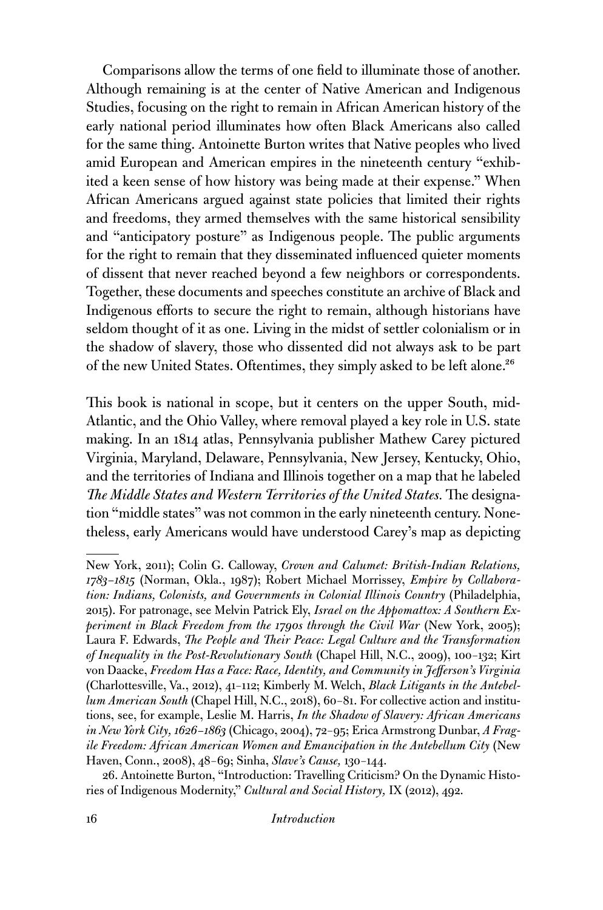Comparisons allow the terms of one field to illuminate those of another. Although remaining is at the center of Native American and Indigenous Studies, focusing on the right to remain in African American history of the early national period illuminates how often Black Americans also called for the same thing. Antoinette Burton writes that Native peoples who lived amid European and American empires in the nineteenth century "exhibited a keen sense of how history was being made at their expense." When African Americans argued against state policies that limited their rights and freedoms, they armed themselves with the same historical sensibility and "anticipatory posture" as Indigenous people. The public arguments for the right to remain that they disseminated influenced quieter moments of dissent that never reached beyond a few neighbors or correspondents. Together, these documents and speeches constitute an archive of Black and Indigenous efforts to secure the right to remain, although historians have seldom thought of it as one. Living in the midst of settler colonialism or in the shadow of slavery, those who dissented did not always ask to be part of the new United States. Oftentimes, they simply asked to be left alone.[26]

This book is national in scope, but it centers on the upper South, mid-Atlantic, and the Ohio Valley, where removal played a key role in U.S. state making. In an 1814 atlas, Pennsylvania publisher Mathew Carey pictured Virginia, Maryland, Delaware, Pennsylvania, New Jersey, Kentucky, Ohio, and the territories of Indiana and Illinois together on a map that he labeled *The Middle States and Western Territories of the United States.* The designation "middle states" was not common in the early nineteenth century. Nonetheless, early Americans would have understood Carey's map as depicting

---

New York, 2011); Colin G. Calloway, *Crown and Calumet: British-Indian Relations, 1783–1815* (Norman, Okla., 1987); Robert Michael Morrissey, *Empire by Collaboration: Indians, Colonists, and Governments in Colonial Illinois Country* (Philadelphia, 2015). For patronage, see Melvin Patrick Ely, *Israel on the Appomattox: A Southern Experiment in Black Freedom from the 1790s through the Civil War* (New York, 2005); Laura F. Edwards, *The People and Their Peace: Legal Culture and the Transformation of Inequality in the Post-Revolutionary South* (Chapel Hill, N.C., 2009), 100–132; Kirt von Daacke, *Freedom Has a Face: Race, Identity, and Community in Jefferson's Virginia* (Charlottesville, Va., 2012), 41–112; Kimberly M. Welch, *Black Litigants in the Antebellum American South* (Chapel Hill, N.C., 2018), 60–81. For collective action and institutions, see, for example, Leslie M. Harris, *In the Shadow of Slavery: African Americans in New York City, 1626–1863* (Chicago, 2004), 72–95; Erica Armstrong Dunbar, *A Fragile Freedom: African American Women and Emancipation in the Antebellum City* (New Haven, Conn., 2008), 48–69; Sinha, *Slave's Cause,* 130–144.

26. Antoinette Burton, "Introduction: Travelling Criticism? On the Dynamic Histories of Indigenous Modernity," *Cultural and Social History,* IX (2012), 492.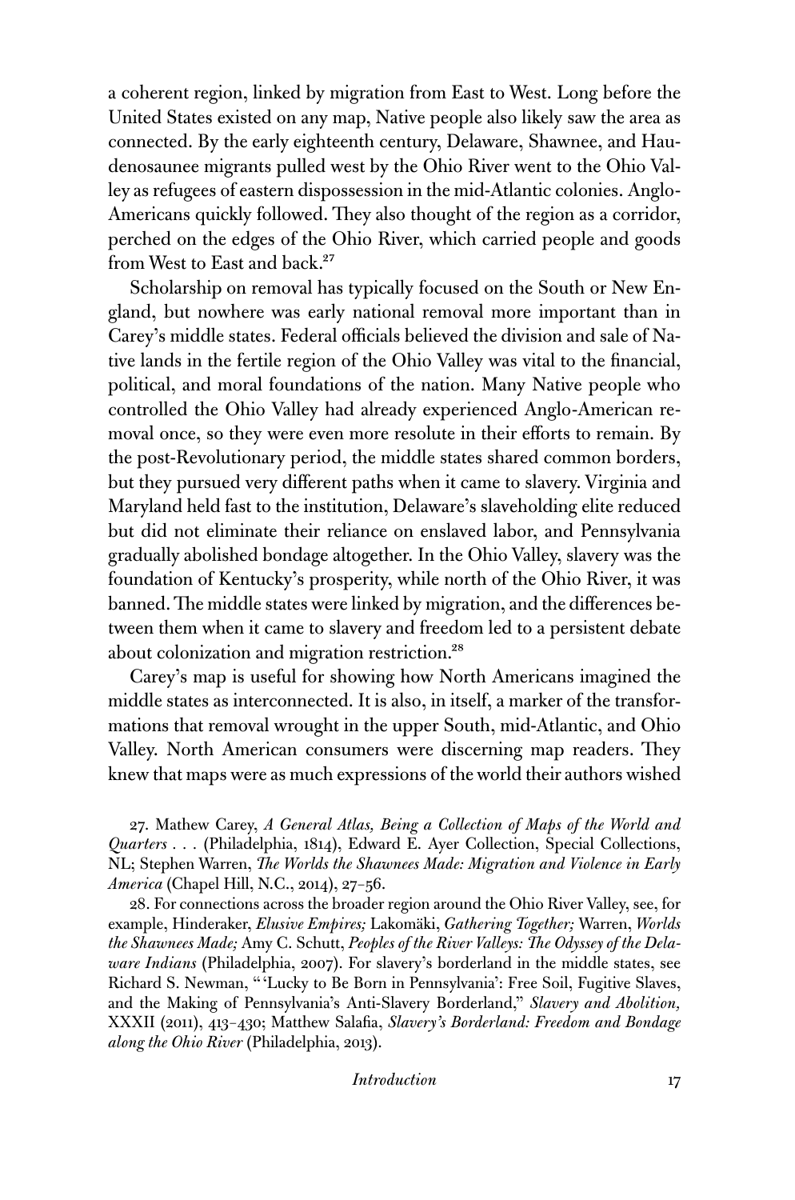a coherent region, linked by migration from East to West. Long before the United States existed on any map, Native people also likely saw the area as connected. By the early eighteenth century, Delaware, Shawnee, and Haudenosaunee migrants pulled west by the Ohio River went to the Ohio Valley as refugees of eastern dispossession in the mid-Atlantic colonies. Anglo-Americans quickly followed. They also thought of the region as a corridor, perched on the edges of the Ohio River, which carried people and goods from West to East and back.[27]

Scholarship on removal has typically focused on the South or New England, but nowhere was early national removal more important than in Carey's middle states. Federal officials believed the division and sale of Native lands in the fertile region of the Ohio Valley was vital to the financial, political, and moral foundations of the nation. Many Native people who controlled the Ohio Valley had already experienced Anglo-American removal once, so they were even more resolute in their efforts to remain. By the post-Revolutionary period, the middle states shared common borders, but they pursued very different paths when it came to slavery. Virginia and Maryland held fast to the institution, Delaware's slaveholding elite reduced but did not eliminate their reliance on enslaved labor, and Pennsylvania gradually abolished bondage altogether. In the Ohio Valley, slavery was the foundation of Kentucky's prosperity, while north of the Ohio River, it was banned. The middle states were linked by migration, and the differences between them when it came to slavery and freedom led to a persistent debate about colonization and migration restriction.[28]

Carey's map is useful for showing how North Americans imagined the middle states as interconnected. It is also, in itself, a marker of the transformations that removal wrought in the upper South, mid-Atlantic, and Ohio Valley. North American consumers were discerning map readers. They knew that maps were as much expressions of the world their authors wished

27. Mathew Carey, *A General Atlas, Being a Collection of Maps of the World and Quarters . . .* (Philadelphia, 1814), Edward E. Ayer Collection, Special Collections, NL; Stephen Warren, *The Worlds the Shawnees Made: Migration and Violence in Early America* (Chapel Hill, N.C., 2014), 27–56.

28. For connections across the broader region around the Ohio River Valley, see, for example, Hinderaker, *Elusive Empires;* Lakomäki, *Gathering Together;* Warren, *Worlds the Shawnees Made;* Amy C. Schutt, *Peoples of the River Valleys: The Odyssey of the Delaware Indians* (Philadelphia, 2007). For slavery's borderland in the middle states, see Richard S. Newman, "'Lucky to Be Born in Pennsylvania': Free Soil, Fugitive Slaves, and the Making of Pennsylvania's Anti-Slavery Borderland," *Slavery and Abolition,* XXXII (2011), 413–430; Matthew Salafia, *Slavery's Borderland: Freedom and Bondage along the Ohio River* (Philadelphia, 2013).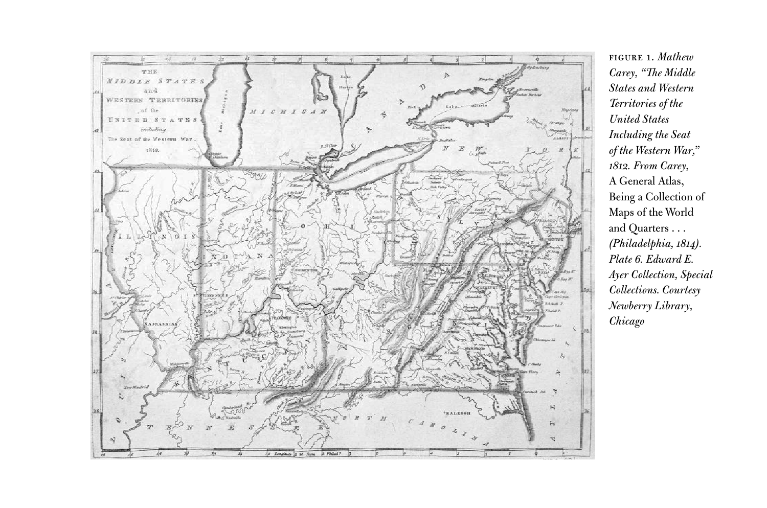FIGURE 1. *Mathew Carey, "The Middle States and Western Territories of the United States Including the Seat of the Western War," 1812. From Carey,* A General Atlas, Being a Collection of Maps of the World and Quarters . . . *(Philadelphia, 1814). Plate 6. Edward E. Ayer Collection, Special Collections. Courtesy Newberry Library, Chicago*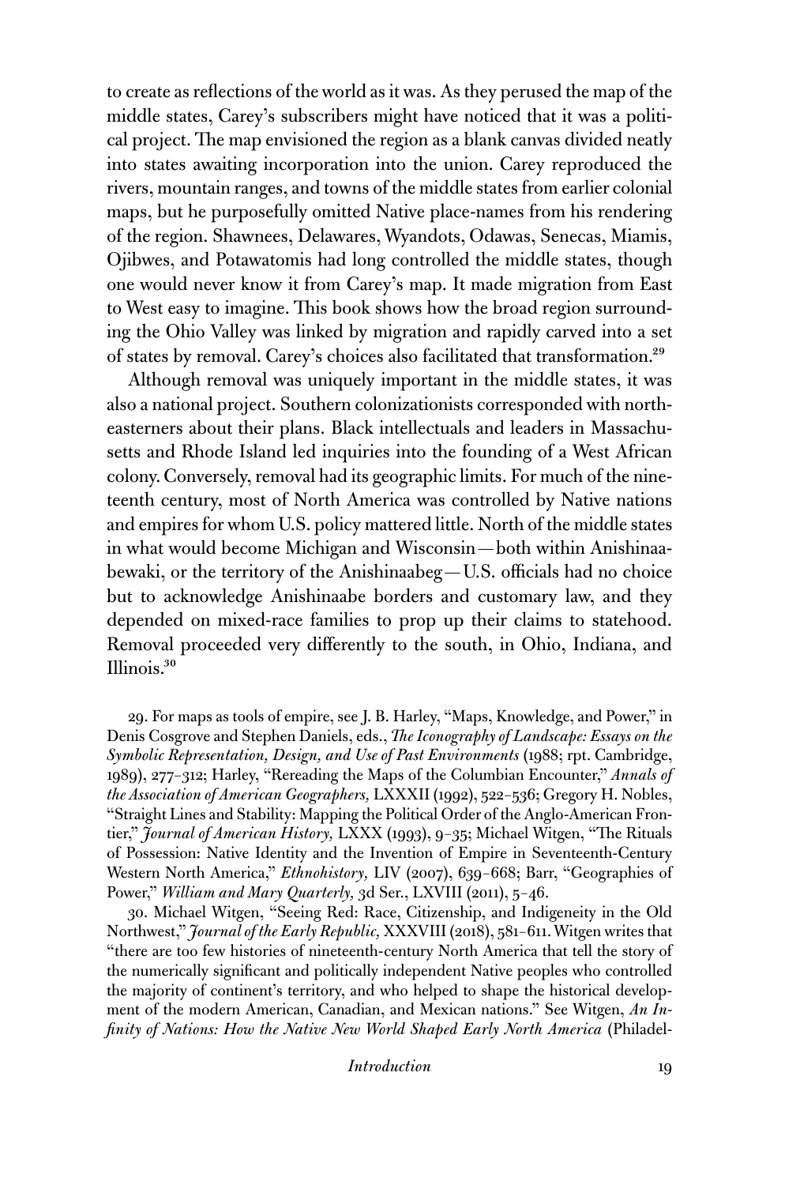to create as reflections of the world as it was. As they perused the map of the middle states, Carey's subscribers might have noticed that it was a political project. The map envisioned the region as a blank canvas divided neatly into states awaiting incorporation into the union. Carey reproduced the rivers, mountain ranges, and towns of the middle states from earlier colonial maps, but he purposefully omitted Native place-names from his rendering of the region. Shawnees, Delawares, Wyandots, Odawas, Senecas, Miamis, Ojibwes, and Potawatomis had long controlled the middle states, though one would never know it from Carey's map. It made migration from East to West easy to imagine. This book shows how the broad region surrounding the Ohio Valley was linked by migration and rapidly carved into a set of states by removal. Carey's choices also facilitated that transformation.[29]

Although removal was uniquely important in the middle states, it was also a national project. Southern colonizationists corresponded with northeasterners about their plans. Black intellectuals and leaders in Massachusetts and Rhode Island led inquiries into the founding of a West African colony. Conversely, removal had its geographic limits. For much of the nineteenth century, most of North America was controlled by Native nations and empires for whom U.S. policy mattered little. North of the middle states in what would become Michigan and Wisconsin—both within Anishinaabewaki, or the territory of the Anishinaabeg—U.S. officials had no choice but to acknowledge Anishinaabe borders and customary law, and they depended on mixed-race families to prop up their claims to statehood. Removal proceeded very differently to the south, in Ohio, Indiana, and Illinois.[30]

29. For maps as tools of empire, see J. B. Harley, "Maps, Knowledge, and Power," in Denis Cosgrove and Stephen Daniels, eds., *The Iconography of Landscape: Essays on the Symbolic Representation, Design, and Use of Past Environments* (1988; rpt. Cambridge, 1989), 277–312; Harley, "Rereading the Maps of the Columbian Encounter," *Annals of the Association of American Geographers,* LXXXII (1992), 522–536; Gregory H. Nobles, "Straight Lines and Stability: Mapping the Political Order of the Anglo-American Frontier," *Journal of American History,* LXXX (1993), 9–35; Michael Witgen, "The Rituals of Possession: Native Identity and the Invention of Empire in Seventeenth-Century Western North America," *Ethnohistory,* LIV (2007), 639–668; Barr, "Geographies of Power," *William and Mary Quarterly,* 3d Ser., LXVIII (2011), 5–46.

30. Michael Witgen, "Seeing Red: Race, Citizenship, and Indigeneity in the Old Northwest," *Journal of the Early Republic,* XXXVIII (2018), 581–611. Witgen writes that "there are too few histories of nineteenth-century North America that tell the story of the numerically significant and politically independent Native peoples who controlled the majority of continent's territory, and who helped to shape the historical development of the modern American, Canadian, and Mexican nations." See Witgen, *An Infinity of Nations: How the Native New World Shaped Early North America* (Philadel-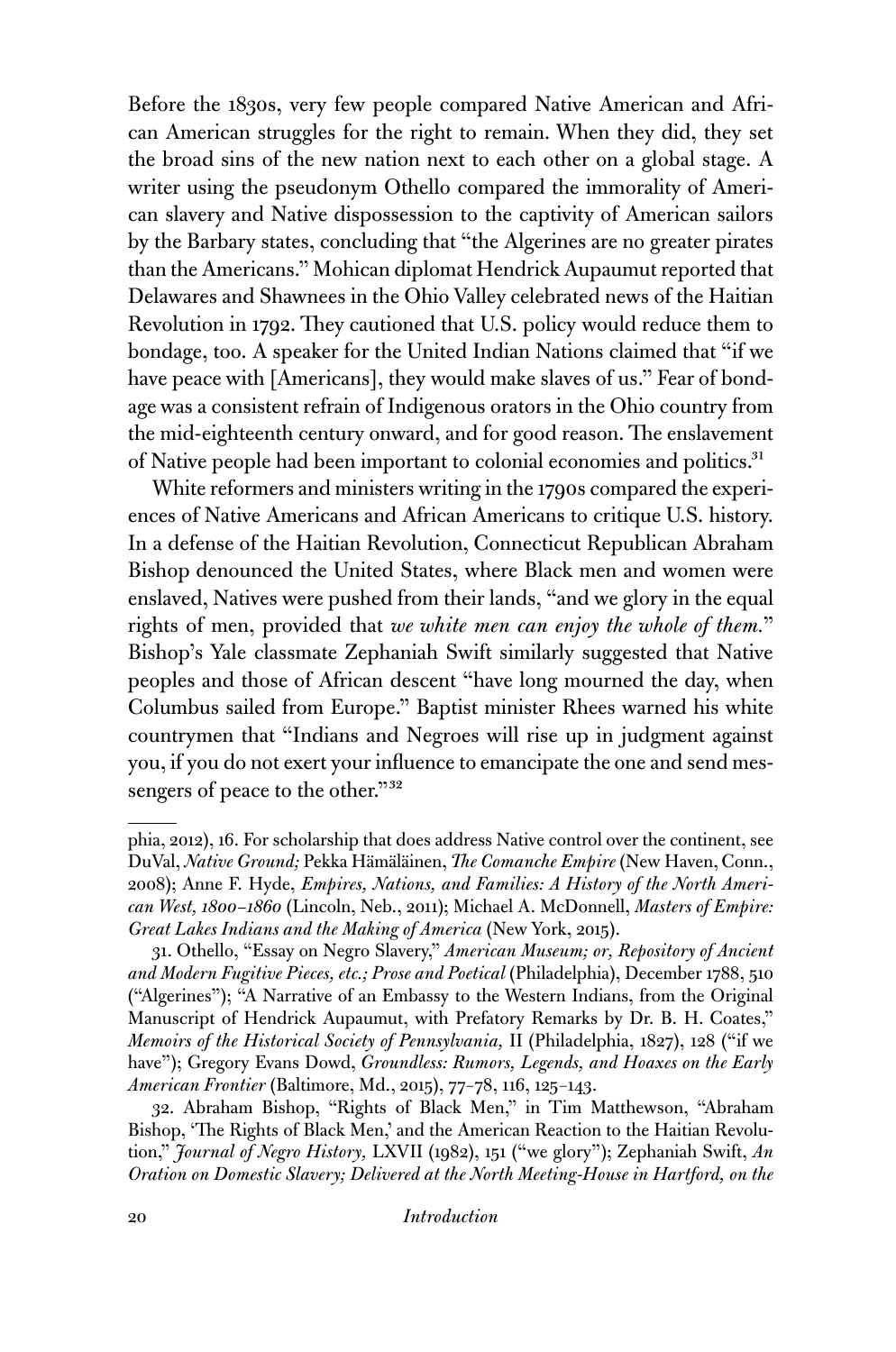Before the 1830s, very few people compared Native American and African American struggles for the right to remain. When they did, they set the broad sins of the new nation next to each other on a global stage. A writer using the pseudonym Othello compared the immorality of American slavery and Native dispossession to the captivity of American sailors by the Barbary states, concluding that "the Algerines are no greater pirates than the Americans." Mohican diplomat Hendrick Aupaumut reported that Delawares and Shawnees in the Ohio Valley celebrated news of the Haitian Revolution in 1792. They cautioned that U.S. policy would reduce them to bondage, too. A speaker for the United Indian Nations claimed that "if we have peace with [Americans], they would make slaves of us." Fear of bondage was a consistent refrain of Indigenous orators in the Ohio country from the mid-eighteenth century onward, and for good reason. The enslavement of Native people had been important to colonial economies and politics.[31]

White reformers and ministers writing in the 1790s compared the experiences of Native Americans and African Americans to critique U.S. history. In a defense of the Haitian Revolution, Connecticut Republican Abraham Bishop denounced the United States, where Black men and women were enslaved, Natives were pushed from their lands, "and we glory in the equal rights of men, provided that *we white men can enjoy the whole of them.*" Bishop's Yale classmate Zephaniah Swift similarly suggested that Native peoples and those of African descent "have long mourned the day, when Columbus sailed from Europe." Baptist minister Rhees warned his white countrymen that "Indians and Negroes will rise up in judgment against you, if you do not exert your influence to emancipate the one and send messengers of peace to the other."[32]

---

phia, 2012), 16. For scholarship that does address Native control over the continent, see DuVal, *Native Ground;* Pekka Hämäläinen, *The Comanche Empire* (New Haven, Conn., 2008); Anne F. Hyde, *Empires, Nations, and Families: A History of the North American West, 1800–1860* (Lincoln, Neb., 2011); Michael A. McDonnell, *Masters of Empire: Great Lakes Indians and the Making of America* (New York, 2015).

31. Othello, "Essay on Negro Slavery," *American Museum; or, Repository of Ancient and Modern Fugitive Pieces, etc.; Prose and Poetical* (Philadelphia), December 1788, 510 ("Algerines"); "A Narrative of an Embassy to the Western Indians, from the Original Manuscript of Hendrick Aupaumut, with Prefatory Remarks by Dr. B. H. Coates," *Memoirs of the Historical Society of Pennsylvania,* II (Philadelphia, 1827), 128 ("if we have"); Gregory Evans Dowd, *Groundless: Rumors, Legends, and Hoaxes on the Early American Frontier* (Baltimore, Md., 2015), 77–78, 116, 125–143.

32. Abraham Bishop, "Rights of Black Men," in Tim Matthewson, "Abraham Bishop, 'The Rights of Black Men,' and the American Reaction to the Haitian Revolution," *Journal of Negro History,* LXVII (1982), 151 ("we glory"); Zephaniah Swift, *An Oration on Domestic Slavery; Delivered at the North Meeting-House in Hartford, on the*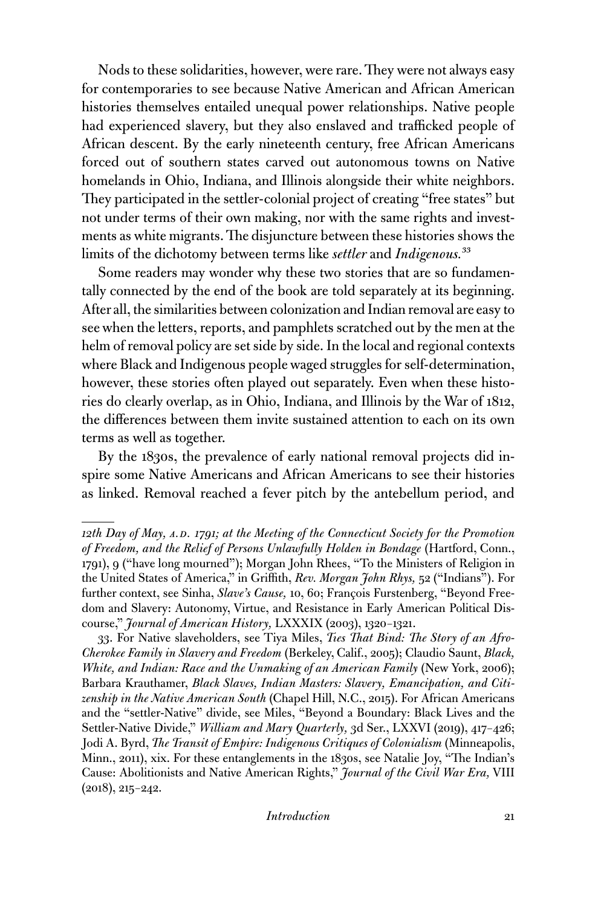Nods to these solidarities, however, were rare. They were not always easy for contemporaries to see because Native American and African American histories themselves entailed unequal power relationships. Native people had experienced slavery, but they also enslaved and trafficked people of African descent. By the early nineteenth century, free African Americans forced out of southern states carved out autonomous towns on Native homelands in Ohio, Indiana, and Illinois alongside their white neighbors. They participated in the settler-colonial project of creating "free states" but not under terms of their own making, nor with the same rights and investments as white migrants. The disjuncture between these histories shows the limits of the dichotomy between terms like *settler* and *Indigenous.*[33]

Some readers may wonder why these two stories that are so fundamentally connected by the end of the book are told separately at its beginning. After all, the similarities between colonization and Indian removal are easy to see when the letters, reports, and pamphlets scratched out by the men at the helm of removal policy are set side by side. In the local and regional contexts where Black and Indigenous people waged struggles for self-determination, however, these stories often played out separately. Even when these histories do clearly overlap, as in Ohio, Indiana, and Illinois by the War of 1812, the differences between them invite sustained attention to each on its own terms as well as together.

By the 1830s, the prevalence of early national removal projects did inspire some Native Americans and African Americans to see their histories as linked. Removal reached a fever pitch by the antebellum period, and

---

*12th Day of May, A.D. 1791; at the Meeting of the Connecticut Society for the Promotion of Freedom, and the Relief of Persons Unlawfully Holden in Bondage* (Hartford, Conn., 1791), 9 ("have long mourned"); Morgan John Rhees, "To the Ministers of Religion in the United States of America," in Griffith, *Rev. Morgan John Rhys,* 52 ("Indians"). For further context, see Sinha, *Slave's Cause,* 10, 60; François Furstenberg, "Beyond Freedom and Slavery: Autonomy, Virtue, and Resistance in Early American Political Discourse," *Journal of American History,* LXXXIX (2003), 1320–1321.

33. For Native slaveholders, see Tiya Miles, *Ties That Bind: The Story of an Afro-Cherokee Family in Slavery and Freedom* (Berkeley, Calif., 2005); Claudio Saunt, *Black, White, and Indian: Race and the Unmaking of an American Family* (New York, 2006); Barbara Krauthamer, *Black Slaves, Indian Masters: Slavery, Emancipation, and Citizenship in the Native American South* (Chapel Hill, N.C., 2015). For African Americans and the "settler-Native" divide, see Miles, "Beyond a Boundary: Black Lives and the Settler-Native Divide," *William and Mary Quarterly,* 3d Ser., LXXVI (2019), 417–426; Jodi A. Byrd, *The Transit of Empire: Indigenous Critiques of Colonialism* (Minneapolis, Minn., 2011), xix. For these entanglements in the 1830s, see Natalie Joy, "The Indian's Cause: Abolitionists and Native American Rights," *Journal of the Civil War Era,* VIII (2018), 215–242.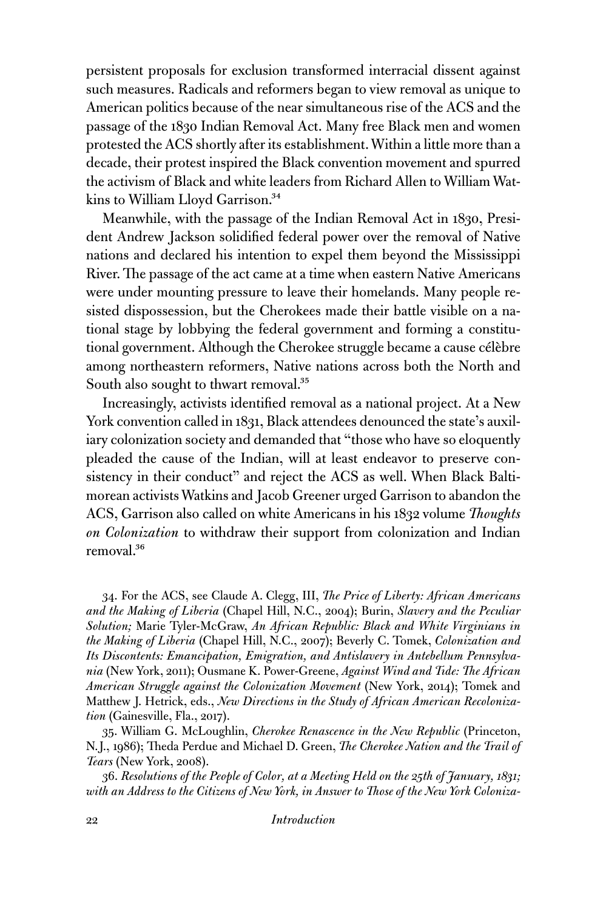persistent proposals for exclusion transformed interracial dissent against such measures. Radicals and reformers began to view removal as unique to American politics because of the near simultaneous rise of the ACS and the passage of the 1830 Indian Removal Act. Many free Black men and women protested the ACS shortly after its establishment. Within a little more than a decade, their protest inspired the Black convention movement and spurred the activism of Black and white leaders from Richard Allen to William Watkins to William Lloyd Garrison.[34]

Meanwhile, with the passage of the Indian Removal Act in 1830, President Andrew Jackson solidified federal power over the removal of Native nations and declared his intention to expel them beyond the Mississippi River. The passage of the act came at a time when eastern Native Americans were under mounting pressure to leave their homelands. Many people resisted dispossession, but the Cherokees made their battle visible on a national stage by lobbying the federal government and forming a constitutional government. Although the Cherokee struggle became a cause célèbre among northeastern reformers, Native nations across both the North and South also sought to thwart removal.[35]

Increasingly, activists identified removal as a national project. At a New York convention called in 1831, Black attendees denounced the state's auxiliary colonization society and demanded that "those who have so eloquently pleaded the cause of the Indian, will at least endeavor to preserve consistency in their conduct" and reject the ACS as well. When Black Baltimorean activists Watkins and Jacob Greener urged Garrison to abandon the ACS, Garrison also called on white Americans in his 1832 volume *Thoughts on Colonization* to withdraw their support from colonization and Indian removal.[36]

34. For the ACS, see Claude A. Clegg, III, *The Price of Liberty: African Americans and the Making of Liberia* (Chapel Hill, N.C., 2004); Burin, *Slavery and the Peculiar Solution;* Marie Tyler-McGraw, *An African Republic: Black and White Virginians in the Making of Liberia* (Chapel Hill, N.C., 2007); Beverly C. Tomek, *Colonization and Its Discontents: Emancipation, Emigration, and Antislavery in Antebellum Pennsylvania* (New York, 2011); Ousmane K. Power-Greene, *Against Wind and Tide: The African American Struggle against the Colonization Movement* (New York, 2014); Tomek and Matthew J. Hetrick, eds., *New Directions in the Study of African American Recolonization* (Gainesville, Fla., 2017).

35. William G. McLoughlin, *Cherokee Renascence in the New Republic* (Princeton, N.J., 1986); Theda Perdue and Michael D. Green, *The Cherokee Nation and the Trail of Tears* (New York, 2008).

36. *Resolutions of the People of Color, at a Meeting Held on the 25th of January, 1831; with an Address to the Citizens of New York, in Answer to Those of the New York Coloniza-*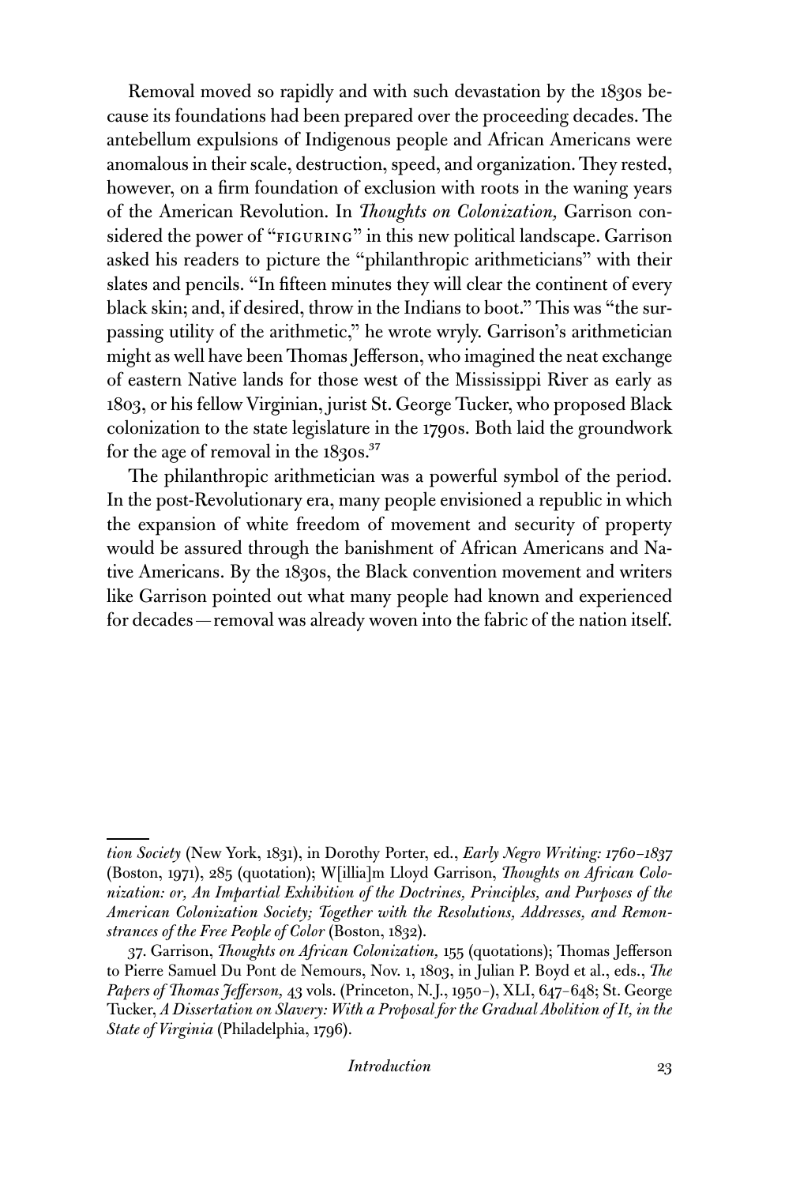Removal moved so rapidly and with such devastation by the 1830s because its foundations had been prepared over the proceeding decades. The antebellum expulsions of Indigenous people and African Americans were anomalous in their scale, destruction, speed, and organization. They rested, however, on a firm foundation of exclusion with roots in the waning years of the American Revolution. In *Thoughts on Colonization,* Garrison considered the power of "FIGURING" in this new political landscape. Garrison asked his readers to picture the "philanthropic arithmeticians" with their slates and pencils. "In fifteen minutes they will clear the continent of every black skin; and, if desired, throw in the Indians to boot." This was "the surpassing utility of the arithmetic," he wrote wryly. Garrison's arithmetician might as well have been Thomas Jefferson, who imagined the neat exchange of eastern Native lands for those west of the Mississippi River as early as 1803, or his fellow Virginian, jurist St. George Tucker, who proposed Black colonization to the state legislature in the 1790s. Both laid the groundwork for the age of removal in the 1830s.[37]

The philanthropic arithmetician was a powerful symbol of the period. In the post-Revolutionary era, many people envisioned a republic in which the expansion of white freedom of movement and security of property would be assured through the banishment of African Americans and Native Americans. By the 1830s, the Black convention movement and writers like Garrison pointed out what many people had known and experienced for decades—removal was already woven into the fabric of the nation itself.

---

*tion Society* (New York, 1831), in Dorothy Porter, ed., *Early Negro Writing: 1760–1837* (Boston, 1971), 285 (quotation); W[illia]m Lloyd Garrison, *Thoughts on African Colonization: or, An Impartial Exhibition of the Doctrines, Principles, and Purposes of the American Colonization Society; Together with the Resolutions, Addresses, and Remonstrances of the Free People of Color* (Boston, 1832).

37. Garrison, *Thoughts on African Colonization,* 155 (quotations); Thomas Jefferson to Pierre Samuel Du Pont de Nemours, Nov. 1, 1803, in Julian P. Boyd et al., eds., *The Papers of Thomas Jefferson,* 43 vols. (Princeton, N.J., 1950–), XLI, 647–648; St. George Tucker, *A Dissertation on Slavery: With a Proposal for the Gradual Abolition of It, in the State of Virginia* (Philadelphia, 1796).